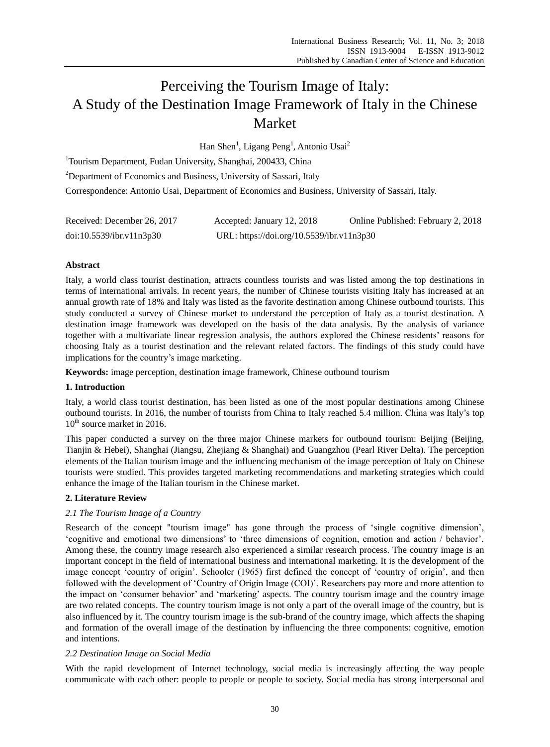# Perceiving the Tourism Image of Italy: A Study of the Destination Image Framework of Italy in the Chinese Market

Han Shen[1], Ligang Peng[1], Antonio Usai[2]

[1]Tourism Department, Fudan University, Shanghai, 200433, China

[2]Department of Economics and Business, University of Sassari, Italy

Correspondence: Antonio Usai, Department of Economics and Business, University of Sassari, Italy.

Received: December 26, 2017 Accepted: January 12, 2018 Online Published: February 2, 2018

doi:10.5539/ibr.v11n3p30 URL: https://doi.org/10.5539/ibr.v11n3p30

## Abstract

Italy, a world class tourist destination, attracts countless tourists and was listed among the top destinations in terms of international arrivals. In recent years, the number of Chinese tourists visiting Italy has increased at an annual growth rate of 18% and Italy was listed as the favorite destination among Chinese outbound tourists. This study conducted a survey of Chinese market to understand the perception of Italy as a tourist destination. A destination image framework was developed on the basis of the data analysis. By the analysis of variance together with a multivariate linear regression analysis, the authors explored the Chinese residents' reasons for choosing Italy as a tourist destination and the relevant related factors. The findings of this study could have implications for the country's image marketing.

**Keywords:** image perception, destination image framework, Chinese outbound tourism

## 1. Introduction

Italy, a world class tourist destination, has been listed as one of the most popular destinations among Chinese outbound tourists. In 2016, the number of tourists from China to Italy reached 5.4 million. China was Italy's top $10^{th}$ source market in 2016.

This paper conducted a survey on the three major Chinese markets for outbound tourism: Beijing (Beijing, Tianjin & Hebei), Shanghai (Jiangsu, Zhejiang & Shanghai) and Guangzhou (Pearl River Delta). The perception elements of the Italian tourism image and the influencing mechanism of the image perception of Italy on Chinese tourists were studied. This provides targeted marketing recommendations and marketing strategies which could enhance the image of the Italian tourism in the Chinese market.

## 2. Literature Review

### *2.1 The Tourism Image of a Country*

Research of the concept "tourism image" has gone through the process of 'single cognitive dimension', 'cognitive and emotional two dimensions' to 'three dimensions of cognition, emotion and action / behavior'. Among these, the country image research also experienced a similar research process. The country image is an important concept in the field of international business and international marketing. It is the development of the image concept 'country of origin'. Schooler (1965) first defined the concept of 'country of origin', and then followed with the development of 'Country of Origin Image (COI)'. Researchers pay more and more attention to the impact on 'consumer behavior' and 'marketing' aspects. The country tourism image and the country image are two related concepts. The country tourism image is not only a part of the overall image of the country, but is also influenced by it. The country tourism image is the sub-brand of the country image, which affects the shaping and formation of the overall image of the destination by influencing the three components: cognitive, emotion and intentions.

### *2.2 Destination Image on Social Media*

With the rapid development of Internet technology, social media is increasingly affecting the way people communicate with each other: people to people or people to society. Social media has strong interpersonal and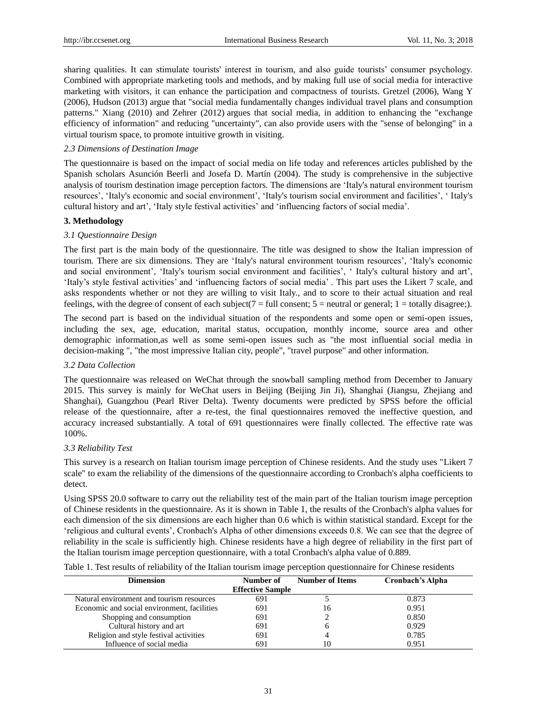sharing qualities. It can stimulate tourists' interest in tourism, and also guide tourists' consumer psychology. Combined with appropriate marketing tools and methods, and by making full use of social media for interactive marketing with visitors, it can enhance the participation and compactness of tourists. Gretzel (2006), Wang Y (2006), Hudson (2013) argue that "social media fundamentally changes individual travel plans and consumption patterns." Xiang (2010) and Zehrer (2012) argues that social media, in addition to enhancing the "exchange efficiency of information" and reducing "uncertainty", can also provide users with the "sense of belonging" in a virtual tourism space, to promote intuitive growth in visiting.

### *2.3 Dimensions of Destination Image*

The questionnaire is based on the impact of social media on life today and references articles published by the Spanish scholars Asunción Beerli and Josefa D. Martín (2004). The study is comprehensive in the subjective analysis of tourism destination image perception factors. The dimensions are 'Italy's natural environment tourism resources', 'Italy's economic and social environment', 'Italy's tourism social environment and facilities', ' Italy's cultural history and art', 'Italy style festival activities' and 'influencing factors of social media'.

## 3. Methodology

### *3.1 Questionnaire Design*

The first part is the main body of the questionnaire. The title was designed to show the Italian impression of tourism. There are six dimensions. They are 'Italy's natural environment tourism resources', 'Italy's economic and social environment', 'Italy's tourism social environment and facilities', ' Italy's cultural history and art', 'Italy's style festival activities' and 'influencing factors of social media' . This part uses the Likert 7 scale, and asks respondents whether or not they are willing to visit Italy., and to score to their actual situation and real feelings, with the degree of consent of each subject(7 = full consent; 5 = neutral or general; 1 = totally disagree;).

The second part is based on the individual situation of the respondents and some open or semi-open issues, including the sex, age, education, marital status, occupation, monthly income, source area and other demographic information,as well as some semi-open issues such as "the most influential social media in decision-making ", "the most impressive Italian city, people", "travel purpose" and other information.

### *3.2 Data Collection*

The questionnaire was released on WeChat through the snowball sampling method from December to January 2015. This survey is mainly for WeChat users in Beijing (Beijing Jin Ji), Shanghai (Jiangsu, Zhejiang and Shanghai), Guangzhou (Pearl River Delta). Twenty documents were predicted by SPSS before the official release of the questionnaire, after a re-test, the final questionnaires removed the ineffective question, and accuracy increased substantially. A total of 691 questionnaires were finally collected. The effective rate was 100%.

### *3.3 Reliability Test*

This survey is a research on Italian tourism image perception of Chinese residents. And the study uses "Likert 7 scale" to exam the reliability of the dimensions of the questionnaire according to Cronbach's alpha coefficients to detect.

Using SPSS 20.0 software to carry out the reliability test of the main part of the Italian tourism image perception of Chinese residents in the questionnaire. As it is shown in Table 1, the results of the Cronbach's alpha values for each dimension of the six dimensions are each higher than 0.6 which is within statistical standard. Except for the 'religious and cultural events', Cronbach's Alpha of other dimensions exceeds 0.8. We can see that the degree of reliability in the scale is sufficiently high. Chinese residents have a high degree of reliability in the first part of the Italian tourism image perception questionnaire, with a total Cronbach's alpha value of 0.889.

Table 1. Test results of reliability of the Italian tourism image perception questionnaire for Chinese residents

| Dimension | Number of Effective Sample | Number of Items | Cronbach's Alpha |
|---|---|---|---|
| Natural environment and tourism resources | 691 | 5 | 0.873 |
| Economic and social environment, facilities | 691 | 16 | 0.951 |
| Shopping and consumption | 691 | 2 | 0.850 |
| Cultural history and art | 691 | 6 | 0.929 |
| Religion and style festival activities | 691 | 4 | 0.785 |
| Influence of social media | 691 | 10 | 0.951 |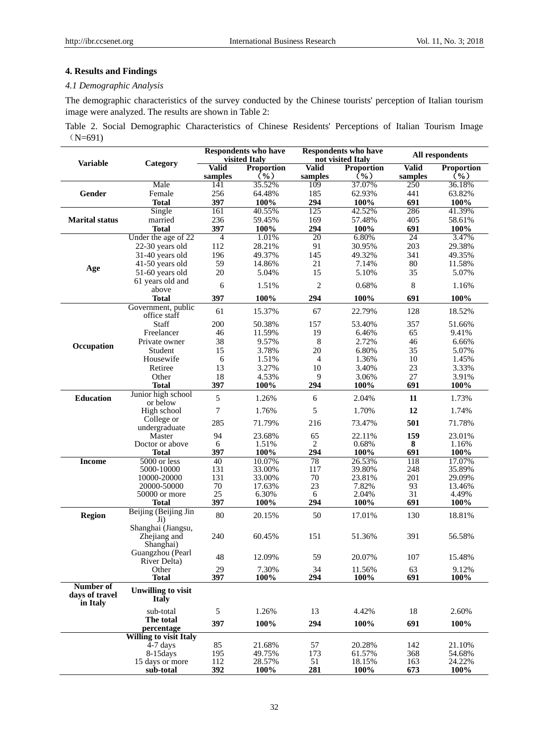## 4. Results and Findings

### *4.1 Demographic Analysis*

The demographic characteristics of the survey conducted by the Chinese tourists' perception of Italian tourism image were analyzed. The results are shown in Table 2:

Table 2. Social Demographic Characteristics of Chinese Residents' Perceptions of Italian Tourism Image （N=691)

| Variable | Category | Respondents who have visited Italy | | Respondents who have not visited Italy | | All respondents | |
|---|---|---|---|---|---|---|---|
| | | Valid samples | Proportion (%) | Valid samples | Proportion (%) | Valid samples | Proportion (%) |
| **Gender** | Male | 141 | 35.52% | 109 | 37.07% | 250 | 36.18% |
| | Female | 256 | 64.48% | 185 | 62.93% | 441 | 63.82% |
| | **Total** | **397** | **100%** | **294** | **100%** | **691** | **100%** |
| **Marital status** | Single | 161 | 40.55% | 125 | 42.52% | 286 | 41.39% |
| | married | 236 | 59.45% | 169 | 57.48% | 405 | 58.61% |
| | **Total** | **397** | **100%** | **294** | **100%** | **691** | **100%** |
| **Age** | Under the age of 22 | 4 | 1.01% | 20 | 6.80% | 24 | 3.47% |
| | 22-30 years old | 112 | 28.21% | 91 | 30.95% | 203 | 29.38% |
| | 31-40 years old | 196 | 49.37% | 145 | 49.32% | 341 | 49.35% |
| | 41-50 years old | 59 | 14.86% | 21 | 7.14% | 80 | 11.58% |
| | 51-60 years old | 20 | 5.04% | 15 | 5.10% | 35 | 5.07% |
| | 61 years old and above | 6 | 1.51% | 2 | 0.68% | 8 | 1.16% |
| | **Total** | **397** | **100%** | **294** | **100%** | **691** | **100%** |
| **Occupation** | Government, public office staff | 61 | 15.37% | 67 | 22.79% | 128 | 18.52% |
| | Staff | 200 | 50.38% | 157 | 53.40% | 357 | 51.66% |
| | Freelancer | 46 | 11.59% | 19 | 6.46% | 65 | 9.41% |
| | Private owner | 38 | 9.57% | 8 | 2.72% | 46 | 6.66% |
| | Student | 15 | 3.78% | 20 | 6.80% | 35 | 5.07% |
| | Housewife | 6 | 1.51% | 4 | 1.36% | 10 | 1.45% |
| | Retiree | 13 | 3.27% | 10 | 3.40% | 23 | 3.33% |
| | Other | 18 | 4.53% | 9 | 3.06% | 27 | 3.91% |
| | **Total** | **397** | **100%** | **294** | **100%** | **691** | **100%** |
| **Education** | Junior high school or below | 5 | 1.26% | 6 | 2.04% | **11** | 1.73% |
| | High school | 7 | 1.76% | 5 | 1.70% | **12** | 1.74% |
| | College or undergraduate | 285 | 71.79% | 216 | 73.47% | **501** | 71.78% |
| | Master | 94 | 23.68% | 65 | 22.11% | **159** | 23.01% |
| | Doctor or above | 6 | 1.51% | 2 | 0.68% | **8** | 1.16% |
| | **Total** | **397** | **100%** | **294** | **100%** | **691** | **100%** |
| **Income** | 5000 or less | 40 | 10.07% | 78 | 26.53% | 118 | 17.07% |
| | 5000-10000 | 131 | 33.00% | 117 | 39.80% | 248 | 35.89% |
| | 10000-20000 | 131 | 33.00% | 70 | 23.81% | 201 | 29.09% |
| | 20000-50000 | 70 | 17.63% | 23 | 7.82% | 93 | 13.46% |
| | 50000 or more | 25 | 6.30% | 6 | 2.04% | 31 | 4.49% |
| | **Total** | **397** | **100%** | **294** | **100%** | **691** | **100%** |
| **Region** | Beijing (Beijing Jin Ji) | 80 | 20.15% | 50 | 17.01% | 130 | 18.81% |
| | Shanghai (Jiangsu, Zhejiang and Shanghai) | 240 | 60.45% | 151 | 51.36% | 391 | 56.58% |
| | Guangzhou (Pearl River Delta) | 48 | 12.09% | 59 | 20.07% | 107 | 15.48% |
| | Other | 29 | 7.30% | 34 | 11.56% | 63 | 9.12% |
| | **Total** | **397** | **100%** | **294** | **100%** | **691** | **100%** |
| **Number of days of travel in Italy** | **Unwilling to visit Italy** | | | | | | |
| | sub-total | 5 | 1.26% | 13 | 4.42% | 18 | 2.60% |
| | **The total percentage** | **397** | **100%** | **294** | **100%** | **691** | **100%** |
| | **Willing to visit Italy** | | | | | | |
| | 4-7 days | 85 | 21.68% | 57 | 20.28% | 142 | 21.10% |
| | 8-15days | 195 | 49.75% | 173 | 61.57% | 368 | 54.68% |
| | 15 days or more | 112 | 28.57% | 51 | 18.15% | 163 | 24.22% |
| | **sub-total** | **392** | **100%** | **281** | **100%** | **673** | **100%** |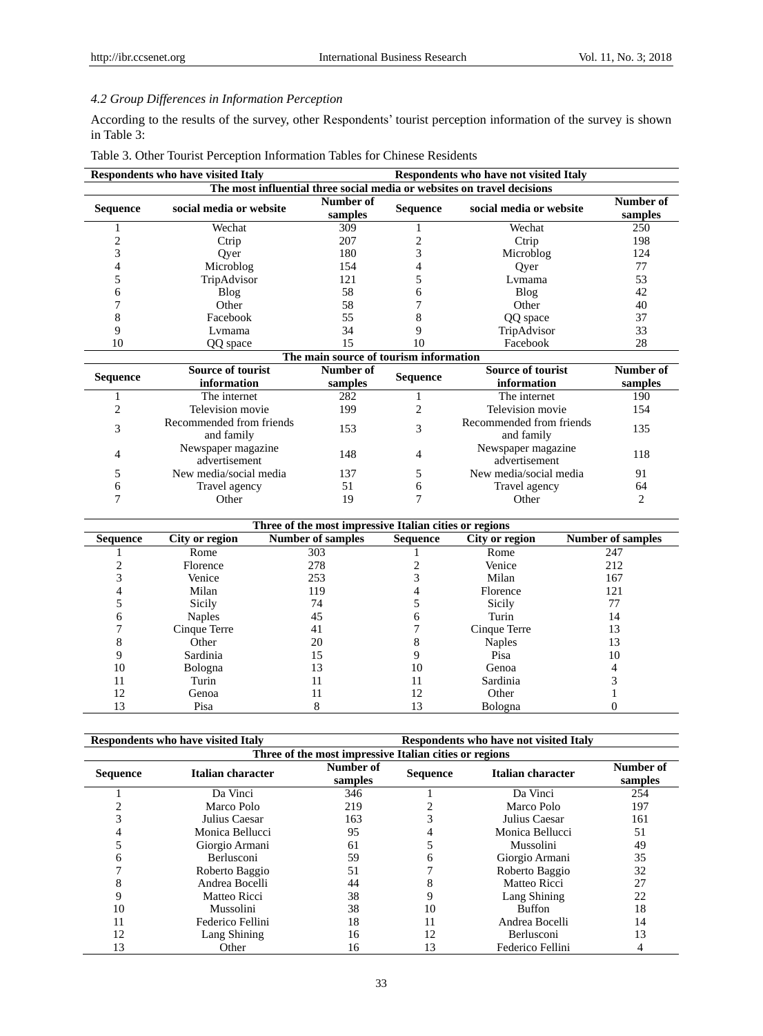### 4.2 Group Differences in Information Perception

According to the results of the survey, other Respondents' tourist perception information of the survey is shown in Table 3:

Table 3. Other Tourist Perception Information Tables for Chinese Residents

| Respondents who have visited Italy | | | Respondents who have not visited Italy | | |
|---|---|---|---|---|---|
| **The most influential three social media or websites on travel decisions** | | | | | |
| **Sequence** | **social media or website** | **Number of samples** | **Sequence** | **social media or website** | **Number of samples** |
| 1 | Wechat | 309 | 1 | Wechat | 250 |
| 2 | Ctrip | 207 | 2 | Ctrip | 198 |
| 3 | Qyer | 180 | 3 | Microblog | 124 |
| 4 | Microblog | 154 | 4 | Qyer | 77 |
| 5 | TripAdvisor | 121 | 5 | Lvmama | 53 |
| 6 | Blog | 58 | 6 | Blog | 42 |
| 7 | Other | 58 | 7 | Other | 40 |
| 8 | Facebook | 55 | 8 | QQ space | 37 |
| 9 | Lvmama | 34 | 9 | TripAdvisor | 33 |
| 10 | QQ space | 15 | 10 | Facebook | 28 |
| **The main source of tourism information** | | | | | |
| **Sequence** | **Source of tourist information** | **Number of samples** | **Sequence** | **Source of tourist information** | **Number of samples** |
| 1 | The internet | 282 | 1 | The internet | 190 |
| 2 | Television movie | 199 | 2 | Television movie | 154 |
| 3 | Recommended from friends and family | 153 | 3 | Recommended from friends and family | 135 |
| 4 | Newspaper magazine advertisement | 148 | 4 | Newspaper magazine advertisement | 118 |
| 5 | New media/social media | 137 | 5 | New media/social media | 91 |
| 6 | Travel agency | 51 | 6 | Travel agency | 64 |
| 7 | Other | 19 | 7 | Other | 2 |

| Three of the most impressive Italian cities or regions | | | | | |
|---|---|---|---|---|---|
| **Sequence** | **City or region** | **Number of samples** | **Sequence** | **City or region** | **Number of samples** |
| 1 | Rome | 303 | 1 | Rome | 247 |
| 2 | Florence | 278 | 2 | Venice | 212 |
| 3 | Venice | 253 | 3 | Milan | 167 |
| 4 | Milan | 119 | 4 | Florence | 121 |
| 5 | Sicily | 74 | 5 | Sicily | 77 |
| 6 | Naples | 45 | 6 | Turin | 14 |
| 7 | Cinque Terre | 41 | 7 | Cinque Terre | 13 |
| 8 | Other | 20 | 8 | Naples | 13 |
| 9 | Sardinia | 15 | 9 | Pisa | 10 |
| 10 | Bologna | 13 | 10 | Genoa | 4 |
| 11 | Turin | 11 | 11 | Sardinia | 3 |
| 12 | Genoa | 11 | 12 | Other | 1 |
| 13 | Pisa | 8 | 13 | Bologna | 0 |

| Respondents who have visited Italy | | | Respondents who have not visited Italy | | |
|---|---|---|---|---|---|
| **Three of the most impressive Italian cities or regions** | | | | | |
| **Sequence** | **Italian character** | **Number of samples** | **Sequence** | **Italian character** | **Number of samples** |
| 1 | Da Vinci | 346 | 1 | Da Vinci | 254 |
| 2 | Marco Polo | 219 | 2 | Marco Polo | 197 |
| 3 | Julius Caesar | 163 | 3 | Julius Caesar | 161 |
| 4 | Monica Bellucci | 95 | 4 | Monica Bellucci | 51 |
| 5 | Giorgio Armani | 61 | 5 | Mussolini | 49 |
| 6 | Berlusconi | 59 | 6 | Giorgio Armani | 35 |
| 7 | Roberto Baggio | 51 | 7 | Roberto Baggio | 32 |
| 8 | Andrea Bocelli | 44 | 8 | Matteo Ricci | 27 |
| 9 | Matteo Ricci | 38 | 9 | Lang Shining | 22 |
| 10 | Mussolini | 38 | 10 | Buffon | 18 |
| 11 | Federico Fellini | 18 | 11 | Andrea Bocelli | 14 |
| 12 | Lang Shining | 16 | 12 | Berlusconi | 13 |
| 13 | Other | 16 | 13 | Federico Fellini | 4 |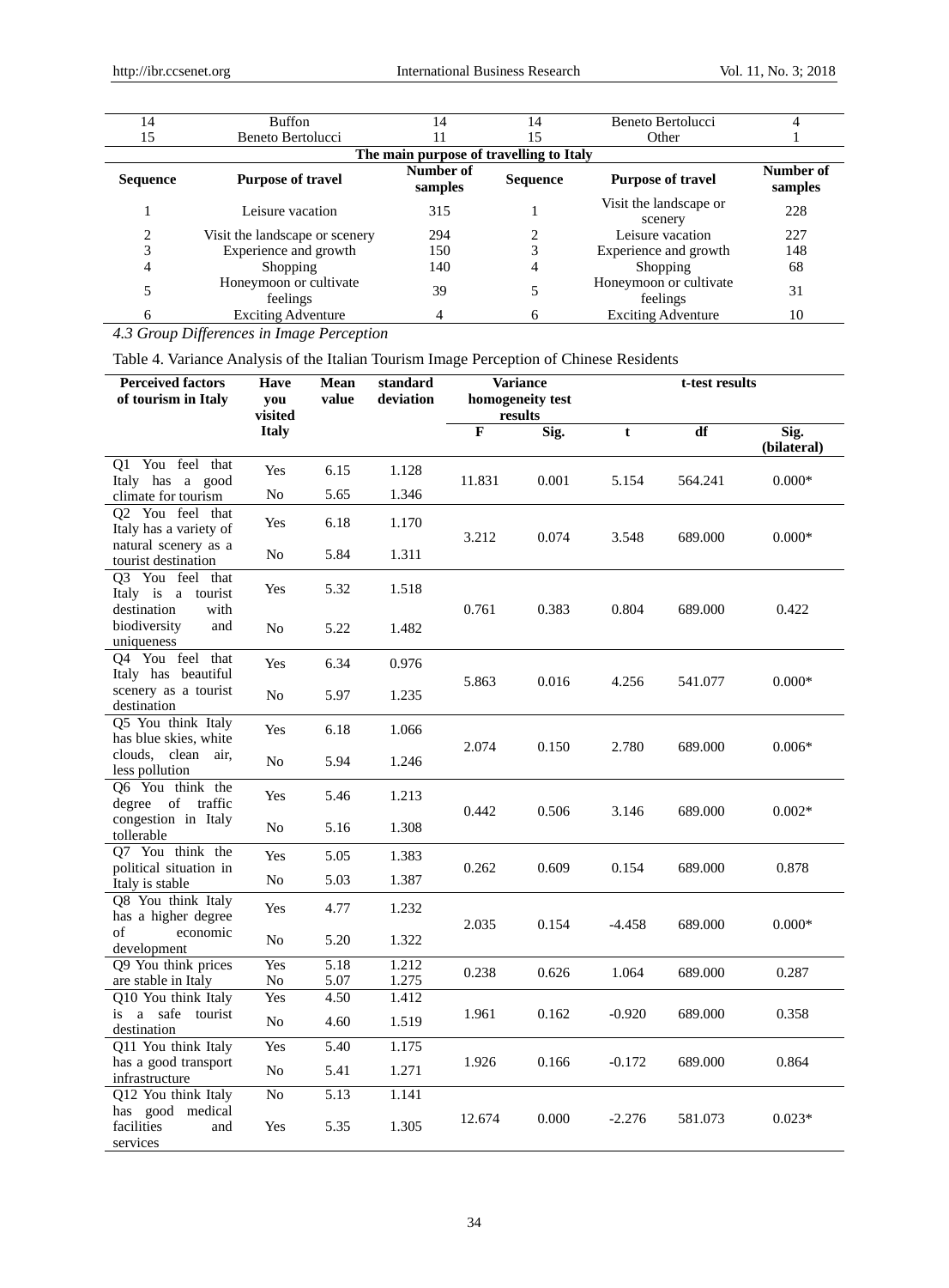| 14 | Buffon | 14 | 14 | Beneto Bertolucci | 4 |
|---|---|---|---|---|---|
| 15 | Beneto Bertolucci | 11 | 15 | Other | 1 |
| | | **The main purpose of travelling to Italy** | | | |
| **Sequence** | **Purpose of travel** | **Number of samples** | **Sequence** | **Purpose of travel** | **Number of samples** |
| 1 | Leisure vacation | 315 | 1 | Visit the landscape or scenery | 228 |
| 2 | Visit the landscape or scenery | 294 | 2 | Leisure vacation | 227 |
| 3 | Experience and growth | 150 | 3 | Experience and growth | 148 |
| 4 | Shopping | 140 | 4 | Shopping | 68 |
| 5 | Honeymoon or cultivate feelings | 39 | 5 | Honeymoon or cultivate feelings | 31 |
| 6 | Exciting Adventure | 4 | 6 | Exciting Adventure | 10 |

### *4.3 Group Differences in Image Perception*

Table 4. Variance Analysis of the Italian Tourism Image Perception of Chinese Residents

| Perceived factors of tourism in Italy | Have you visited Italy | Mean value | standard deviation | Variance homogeneity test results | | t-test results | | |
|---|---|---|---|---|---|---|---|---|
| | | | | F | Sig. | t | df | Sig. (bilateral) |
| Q1 You feel that Italy has a good climate for tourism | Yes | 6.15 | 1.128 | 11.831 | 0.001 | 5.154 | 564.241 | 0.000* |
| | No | 5.65 | 1.346 | | | | | |
| Q2 You feel that Italy has a variety of natural scenery as a tourist destination | Yes | 6.18 | 1.170 | 3.212 | 0.074 | 3.548 | 689.000 | 0.000* |
| | No | 5.84 | 1.311 | | | | | |
| Q3 You feel that Italy is a tourist destination with biodiversity and uniqueness | Yes | 5.32 | 1.518 | 0.761 | 0.383 | 0.804 | 689.000 | 0.422 |
| | No | 5.22 | 1.482 | | | | | |
| Q4 You feel that Italy has beautiful scenery as a tourist destination | Yes | 6.34 | 0.976 | 5.863 | 0.016 | 4.256 | 541.077 | 0.000* |
| | No | 5.97 | 1.235 | | | | | |
| Q5 You think Italy has blue skies, white clouds, clean air, less pollution | Yes | 6.18 | 1.066 | 2.074 | 0.150 | 2.780 | 689.000 | 0.006* |
| | No | 5.94 | 1.246 | | | | | |
| Q6 You think the degree of traffic congestion in Italy tollerable | Yes | 5.46 | 1.213 | 0.442 | 0.506 | 3.146 | 689.000 | 0.002* |
| | No | 5.16 | 1.308 | | | | | |
| Q7 You think the political situation in Italy is stable | Yes | 5.05 | 1.383 | 0.262 | 0.609 | 0.154 | 689.000 | 0.878 |
| | No | 5.03 | 1.387 | | | | | |
| Q8 You think Italy has a higher degree of economic development | Yes | 4.77 | 1.232 | 2.035 | 0.154 | -4.458 | 689.000 | 0.000* |
| | No | 5.20 | 1.322 | | | | | |
| Q9 You think prices are stable in Italy | Yes | 5.18 | 1.212 | 0.238 | 0.626 | 1.064 | 689.000 | 0.287 |
| | No | 5.07 | 1.275 | | | | | |
| Q10 You think Italy is a safe tourist destination | Yes | 4.50 | 1.412 | 1.961 | 0.162 | -0.920 | 689.000 | 0.358 |
| | No | 4.60 | 1.519 | | | | | |
| Q11 You think Italy has a good transport infrastructure | Yes | 5.40 | 1.175 | 1.926 | 0.166 | -0.172 | 689.000 | 0.864 |
| | No | 5.41 | 1.271 | | | | | |
| Q12 You think Italy has good medical facilities and services | No | 5.13 | 1.141 | 12.674 | 0.000 | -2.276 | 581.073 | 0.023* |
| | Yes | 5.35 | 1.305 | | | | | |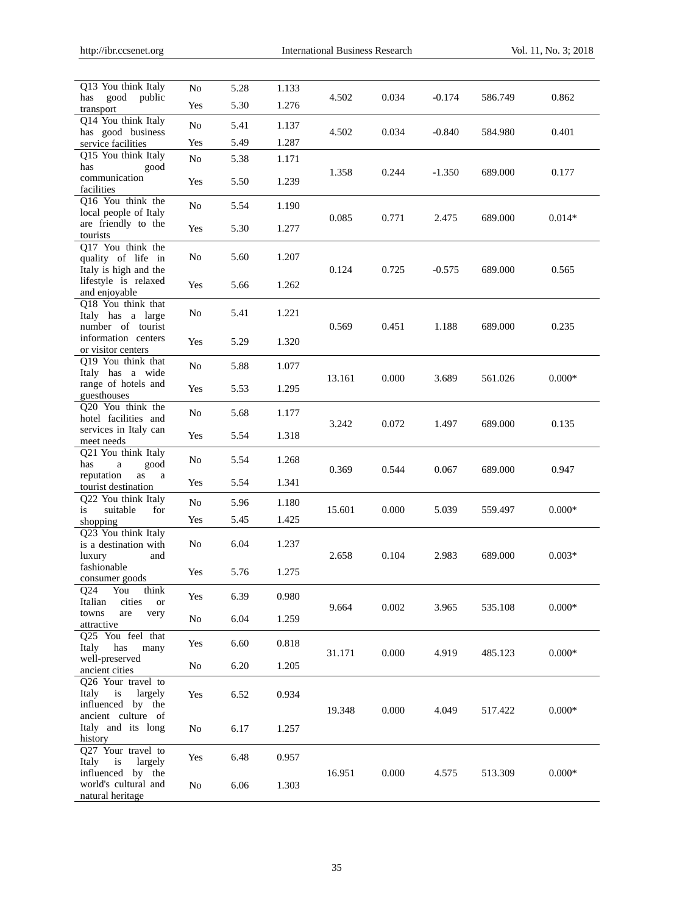| | | | | | | | | |
|---|---|---|---|---|---|---|---|---|
| Q13 You think Italy has good public transport | No | 5.28 | 1.133 | 4.502 | 0.034 | -0.174 | 586.749 | 0.862 |
| | Yes | 5.30 | 1.276 | | | | | |
| Q14 You think Italy has good business service facilities | No | 5.41 | 1.137 | 4.502 | 0.034 | -0.840 | 584.980 | 0.401 |
| | Yes | 5.49 | 1.287 | | | | | |
| Q15 You think Italy has good communication facilities | No | 5.38 | 1.171 | 1.358 | 0.244 | -1.350 | 689.000 | 0.177 |
| | Yes | 5.50 | 1.239 | | | | | |
| Q16 You think the local people of Italy are friendly to the tourists | No | 5.54 | 1.190 | 0.085 | 0.771 | 2.475 | 689.000 | 0.014* |
| | Yes | 5.30 | 1.277 | | | | | |
| Q17 You think the quality of life in Italy is high and the lifestyle is relaxed and enjoyable | No | 5.60 | 1.207 | 0.124 | 0.725 | -0.575 | 689.000 | 0.565 |
| | Yes | 5.66 | 1.262 | | | | | |
| Q18 You think that Italy has a large number of tourist information centers or visitor centers | No | 5.41 | 1.221 | 0.569 | 0.451 | 1.188 | 689.000 | 0.235 |
| | Yes | 5.29 | 1.320 | | | | | |
| Q19 You think that Italy has a wide range of hotels and guesthouses | No | 5.88 | 1.077 | 13.161 | 0.000 | 3.689 | 561.026 | 0.000* |
| | Yes | 5.53 | 1.295 | | | | | |
| Q20 You think the hotel facilities and services in Italy can meet needs | No | 5.68 | 1.177 | 3.242 | 0.072 | 1.497 | 689.000 | 0.135 |
| | Yes | 5.54 | 1.318 | | | | | |
| Q21 You think Italy has a good reputation as a tourist destination | No | 5.54 | 1.268 | 0.369 | 0.544 | 0.067 | 689.000 | 0.947 |
| | Yes | 5.54 | 1.341 | | | | | |
| Q22 You think Italy is suitable for shopping | No | 5.96 | 1.180 | 15.601 | 0.000 | 5.039 | 559.497 | 0.000* |
| | Yes | 5.45 | 1.425 | | | | | |
| Q23 You think Italy is a destination with luxury and fashionable consumer goods | No | 6.04 | 1.237 | 2.658 | 0.104 | 2.983 | 689.000 | 0.003* |
| | Yes | 5.76 | 1.275 | | | | | |
| Q24 You think Italian cities or towns are very attractive | Yes | 6.39 | 0.980 | 9.664 | 0.002 | 3.965 | 535.108 | 0.000* |
| | No | 6.04 | 1.259 | | | | | |
| Q25 You feel that Italy has many well-preserved ancient cities | Yes | 6.60 | 0.818 | 31.171 | 0.000 | 4.919 | 485.123 | 0.000* |
| | No | 6.20 | 1.205 | | | | | |
| Q26 Your travel to Italy is largely influenced by the ancient culture of Italy and its long history | Yes | 6.52 | 0.934 | 19.348 | 0.000 | 4.049 | 517.422 | 0.000* |
| | No | 6.17 | 1.257 | | | | | |
| Q27 Your travel to Italy is largely influenced by the world's cultural and natural heritage | Yes | 6.48 | 0.957 | 16.951 | 0.000 | 4.575 | 513.309 | 0.000* |
| | No | 6.06 | 1.303 | | | | | |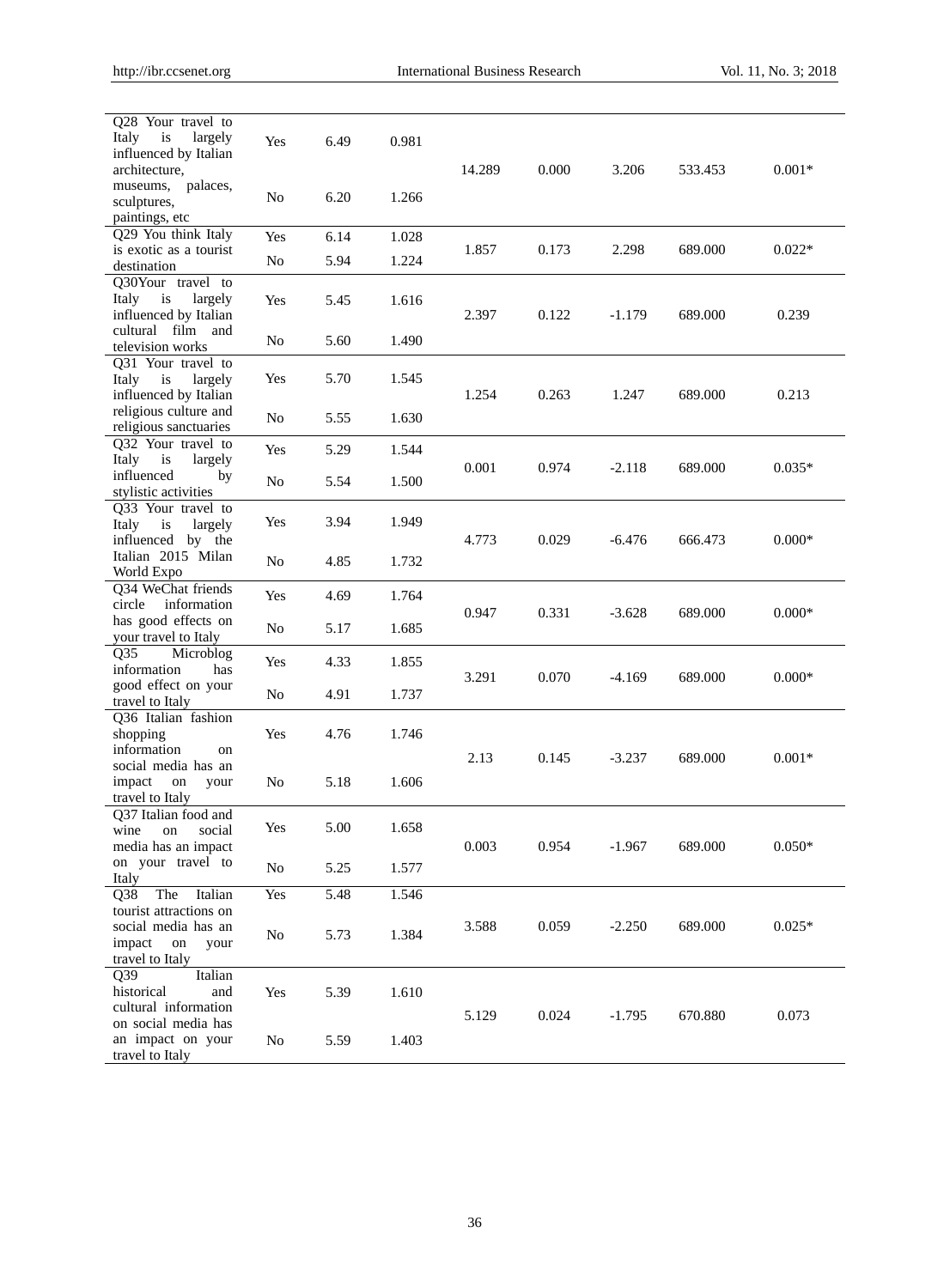| | | | | | | | | |
|---|---|---|---|---|---|---|---|---|
| Q28 Your travel to Italy is largely influenced by Italian architecture, museums, palaces, sculptures, paintings, etc | Yes | 6.49 | 0.981 | 14.289 | 0.000 | 3.206 | 533.453 | 0.001* |
| | No | 6.20 | 1.266 | | | | | |
| Q29 You think Italy is exotic as a tourist destination | Yes | 6.14 | 1.028 | 1.857 | 0.173 | 2.298 | 689.000 | 0.022* |
| | No | 5.94 | 1.224 | | | | | |
| Q30Your travel to Italy is largely influenced by Italian cultural film and television works | Yes | 5.45 | 1.616 | 2.397 | 0.122 | -1.179 | 689.000 | 0.239 |
| | No | 5.60 | 1.490 | | | | | |
| Q31 Your travel to Italy is largely influenced by Italian religious culture and religious sanctuaries | Yes | 5.70 | 1.545 | 1.254 | 0.263 | 1.247 | 689.000 | 0.213 |
| | No | 5.55 | 1.630 | | | | | |
| Q32 Your travel to Italy is largely influenced by stylistic activities | Yes | 5.29 | 1.544 | 0.001 | 0.974 | -2.118 | 689.000 | 0.035* |
| | No | 5.54 | 1.500 | | | | | |
| Q33 Your travel to Italy is largely influenced by the Italian 2015 Milan World Expo | Yes | 3.94 | 1.949 | 4.773 | 0.029 | -6.476 | 666.473 | 0.000* |
| | No | 4.85 | 1.732 | | | | | |
| Q34 WeChat friends circle information has good effects on your travel to Italy | Yes | 4.69 | 1.764 | 0.947 | 0.331 | -3.628 | 689.000 | 0.000* |
| | No | 5.17 | 1.685 | | | | | |
| Q35 Microblog information has good effect on your travel to Italy | Yes | 4.33 | 1.855 | 3.291 | 0.070 | -4.169 | 689.000 | 0.000* |
| | No | 4.91 | 1.737 | | | | | |
| Q36 Italian fashion shopping information on social media has an impact on your travel to Italy | Yes | 4.76 | 1.746 | 2.13 | 0.145 | -3.237 | 689.000 | 0.001* |
| | No | 5.18 | 1.606 | | | | | |
| Q37 Italian food and wine on social media has an impact on your travel to Italy | Yes | 5.00 | 1.658 | 0.003 | 0.954 | -1.967 | 689.000 | 0.050* |
| | No | 5.25 | 1.577 | | | | | |
| Q38 The Italian tourist attractions on social media has an impact on your travel to Italy | Yes | 5.48 | 1.546 | 3.588 | 0.059 | -2.250 | 689.000 | 0.025* |
| | No | 5.73 | 1.384 | | | | | |
| Q39 Italian historical and cultural information on social media has an impact on your travel to Italy | Yes | 5.39 | 1.610 | 5.129 | 0.024 | -1.795 | 670.880 | 0.073 |
| | No | 5.59 | 1.403 | | | | | |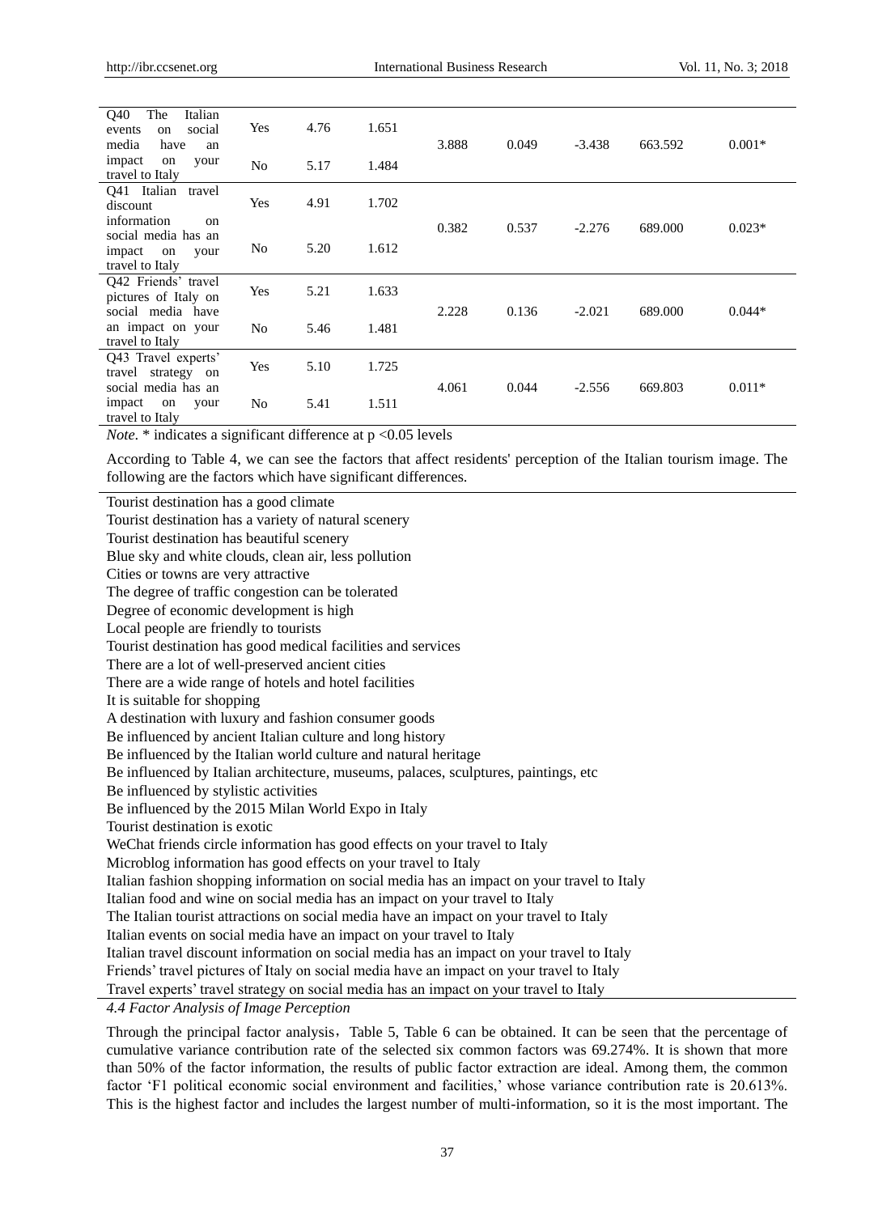| | | | | | | | | |
|---|---|---|---|---|---|---|---|---|
| Q40 The Italian events on social media have an impact on your travel to Italy | Yes | 4.76 | 1.651 | 3.888 | 0.049 | -3.438 | 663.592 | 0.001* |
| | No | 5.17 | 1.484 | | | | | |
| Q41 Italian travel discount information on social media has an impact on your travel to Italy | Yes | 4.91 | 1.702 | 0.382 | 0.537 | -2.276 | 689.000 | 0.023* |
| | No | 5.20 | 1.612 | | | | | |
| Q42 Friends' travel pictures of Italy on social media have an impact on your travel to Italy | Yes | 5.21 | 1.633 | 2.228 | 0.136 | -2.021 | 689.000 | 0.044* |
| | No | 5.46 | 1.481 | | | | | |
| Q43 Travel experts' travel strategy on social media has an impact on your travel to Italy | Yes | 5.10 | 1.725 | 4.061 | 0.044 | -2.556 | 669.803 | 0.011* |
| | No | 5.41 | 1.511 | | | | | |

*Note*. * indicates a significant difference at $p < 0.05$ levels

According to Table 4, we can see the factors that affect residents' perception of the Italian tourism image. The following are the factors which have significant differences.

| |
|---|
| Tourist destination has a good climate |
| Tourist destination has a variety of natural scenery |
| Tourist destination has beautiful scenery |
| Blue sky and white clouds, clean air, less pollution |
| Cities or towns are very attractive |
| The degree of traffic congestion can be tolerated |
| Degree of economic development is high |
| Local people are friendly to tourists |
| Tourist destination has good medical facilities and services |
| There are a lot of well-preserved ancient cities |
| There are a wide range of hotels and hotel facilities |
| It is suitable for shopping |
| A destination with luxury and fashion consumer goods |
| Be influenced by ancient Italian culture and long history |
| Be influenced by the Italian world culture and natural heritage |
| Be influenced by Italian architecture, museums, palaces, sculptures, paintings, etc |
| Be influenced by stylistic activities |
| Be influenced by the 2015 Milan World Expo in Italy |
| Tourist destination is exotic |
| WeChat friends circle information has good effects on your travel to Italy |
| Microblog information has good effects on your travel to Italy |
| Italian fashion shopping information on social media has an impact on your travel to Italy |
| Italian food and wine on social media has an impact on your travel to Italy |
| The Italian tourist attractions on social media have an impact on your travel to Italy |
| Italian events on social media have an impact on your travel to Italy |
| Italian travel discount information on social media has an impact on your travel to Italy |
| Friends' travel pictures of Italy on social media have an impact on your travel to Italy |
| Travel experts' travel strategy on social media has an impact on your travel to Italy |

### *4.4 Factor Analysis of Image Perception*

Through the principal factor analysis，Table 5, Table 6 can be obtained. It can be seen that the percentage of cumulative variance contribution rate of the selected six common factors was 69.274%. It is shown that more than 50% of the factor information, the results of public factor extraction are ideal. Among them, the common factor 'F1 political economic social environment and facilities,' whose variance contribution rate is 20.613%. This is the highest factor and includes the largest number of multi-information, so it is the most important. The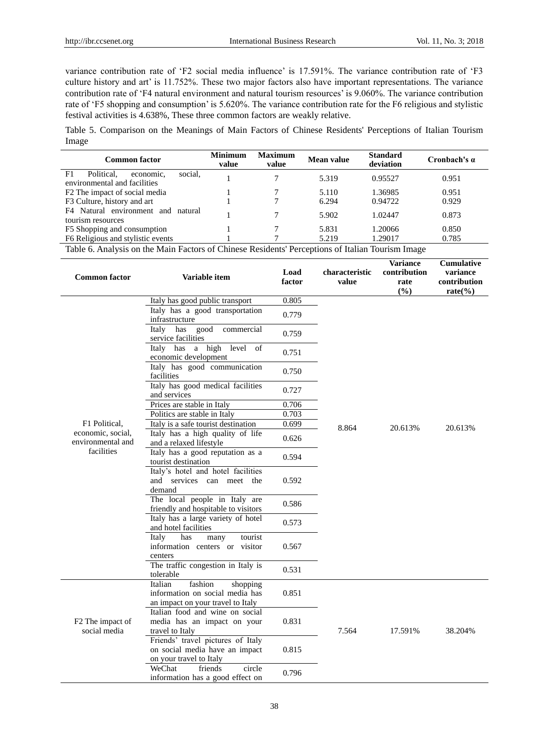variance contribution rate of 'F2 social media influence' is 17.591%. The variance contribution rate of 'F3 culture history and art' is 11.752%. These two major factors also have important representations. The variance contribution rate of 'F4 natural environment and natural tourism resources' is 9.060%. The variance contribution rate of 'F5 shopping and consumption' is 5.620%. The variance contribution rate for the F6 religious and stylistic festival activities is 4.638%, These three common factors are weakly relative.

Table 5. Comparison on the Meanings of Main Factors of Chinese Residents' Perceptions of Italian Tourism Image

| Common factor | Minimum value | Maximum value | Mean value | Standard deviation | Cronbach's α |
|---|---|---|---|---|---|
| F1 Political, economic, social, environmental and facilities | 1 | 7 | 5.319 | 0.95527 | 0.951 |
| F2 The impact of social media | 1 | 7 | 5.110 | 1.36985 | 0.951 |
| F3 Culture, history and art | 1 | 7 | 6.294 | 0.94722 | 0.929 |
| F4 Natural environment and natural tourism resources | 1 | 7 | 5.902 | 1.02447 | 0.873 |
| F5 Shopping and consumption | 1 | 7 | 5.831 | 1.20066 | 0.850 |
| F6 Religious and stylistic events | 1 | 7 | 5.219 | 1.29017 | 0.785 |

Table 6. Analysis on the Main Factors of Chinese Residents' Perceptions of Italian Tourism Image

| Common factor | Variable item | Load factor | characteristic value | Variance contribution rate (%) | Cumulative variance contribution rate(%) |
|---|---|---|---|---|---|
| F1 Political, economic, social, environmental and facilities | Italy has good public transport | 0.805 | 8.864 | 20.613% | 20.613% |
| | Italy has a good transportation infrastructure | 0.779 | | | |
| | Italy has good commercial service facilities | 0.759 | | | |
| | Italy has a high level of economic development | 0.751 | | | |
| | Italy has good communication facilities | 0.750 | | | |
| | Italy has good medical facilities and services | 0.727 | | | |
| | Prices are stable in Italy | 0.706 | | | |
| | Politics are stable in Italy | 0.703 | | | |
| | Italy is a safe tourist destination | 0.699 | | | |
| | Italy has a high quality of life and a relaxed lifestyle | 0.626 | | | |
| | Italy has a good reputation as a tourist destination | 0.594 | | | |
| | Italy's hotel and hotel facilities and services can meet the demand | 0.592 | | | |
| | The local people in Italy are friendly and hospitable to visitors | 0.586 | | | |
| | Italy has a large variety of hotel and hotel facilities | 0.573 | | | |
| | Italy has many tourist information centers or visitor centers | 0.567 | | | |
| | The traffic congestion in Italy is tolerable | 0.531 | | | |
| F2 The impact of social media | Italian fashion shopping information on social media has an impact on your travel to Italy | 0.851 | 7.564 | 17.591% | 38.204% |
| | Italian food and wine on social media has an impact on your travel to Italy | 0.831 | | | |
| | Friends' travel pictures of Italy on social media have an impact on your travel to Italy | 0.815 | | | |
| | WeChat friends circle information has a good effect on | 0.796 | | | |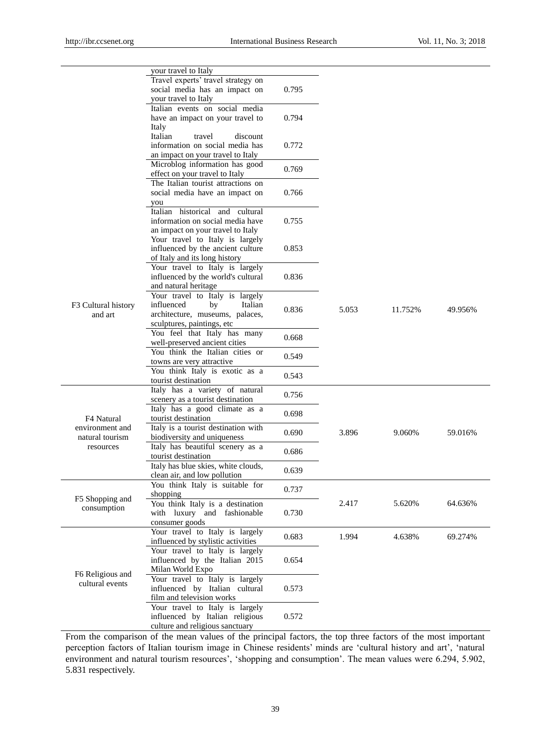| | | | | | |
|---|---|---|---|---|---|
| | your travel to Italy | | | | |
| | Travel experts' travel strategy on social media has an impact on your travel to Italy | 0.795 | | | |
| | Italian events on social media have an impact on your travel to Italy | 0.794 | | | |
| | Italian travel discount information on social media has an impact on your travel to Italy | 0.772 | | | |
| | Microblog information has good effect on your travel to Italy | 0.769 | | | |
| | The Italian tourist attractions on social media have an impact on you | 0.766 | | | |
| | Italian historical and cultural information on social media have an impact on your travel to Italy | 0.755 | | | |
| F3 Cultural history and art | Your travel to Italy is largely influenced by the ancient culture of Italy and its long history | 0.853 | 5.053 | 11.752% | 49.956% |
| | Your travel to Italy is largely influenced by the world's cultural and natural heritage | 0.836 | | | |
| | Your travel to Italy is largely influenced by Italian architecture, museums, palaces, sculptures, paintings, etc | 0.836 | | | |
| | You feel that Italy has many well-preserved ancient cities | 0.668 | | | |
| | You think the Italian cities or towns are very attractive | 0.549 | | | |
| | You think Italy is exotic as a tourist destination | 0.543 | | | |
| F4 Natural environment and natural tourism resources | Italy has a variety of natural scenery as a tourist destination | 0.756 | 3.896 | 9.060% | 59.016% |
| | Italy has a good climate as a tourist destination | 0.698 | | | |
| | Italy is a tourist destination with biodiversity and uniqueness | 0.690 | | | |
| | Italy has beautiful scenery as a tourist destination | 0.686 | | | |
| | Italy has blue skies, white clouds, clean air, and low pollution | 0.639 | | | |
| F5 Shopping and consumption | You think Italy is suitable for shopping | 0.737 | 2.417 | 5.620% | 64.636% |
| | You think Italy is a destination with luxury and fashionable consumer goods | 0.730 | | | |
| F6 Religious and cultural events | Your travel to Italy is largely influenced by stylistic activities | 0.683 | 1.994 | 4.638% | 69.274% |
| | Your travel to Italy is largely influenced by the Italian 2015 Milan World Expo | 0.654 | | | |
| | Your travel to Italy is largely influenced by Italian cultural film and television works | 0.573 | | | |
| | Your travel to Italy is largely influenced by Italian religious culture and religious sanctuary | 0.572 | | | |

From the comparison of the mean values of the principal factors, the top three factors of the most important perception factors of Italian tourism image in Chinese residents' minds are 'cultural history and art', 'natural environment and natural tourism resources', 'shopping and consumption'. The mean values were 6.294, 5.902, 5.831 respectively.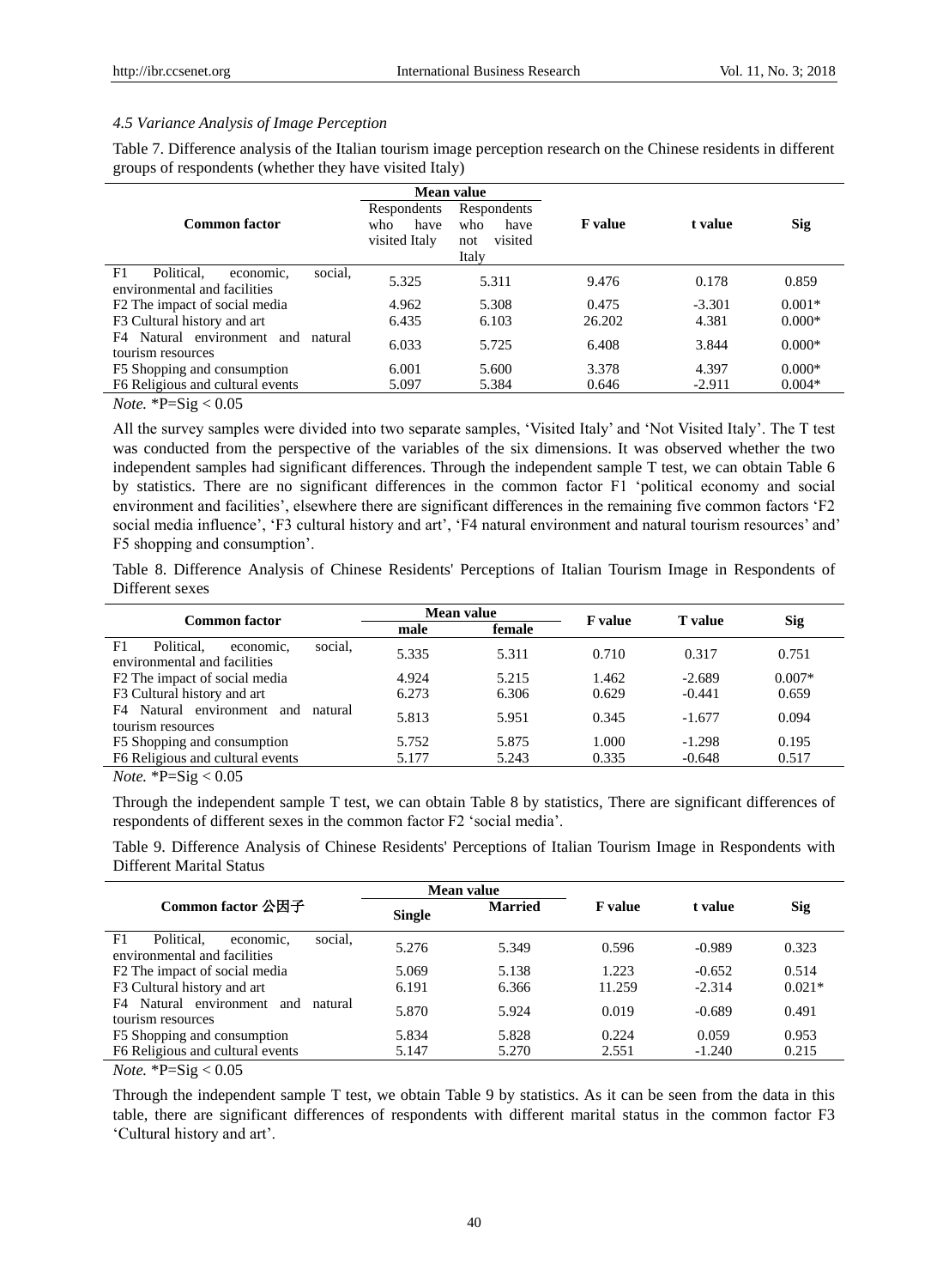*4.5 Variance Analysis of Image Perception*

Table 7. Difference analysis of the Italian tourism image perception research on the Chinese residents in different groups of respondents (whether they have visited Italy)

| Common factor | Mean value | | F value | t value | Sig |
|---|---|---|---|---|---|
| | Respondents who have visited Italy | Respondents who have not visited Italy | | | |
| F1 Political, economic, social, environmental and facilities | 5.325 | 5.311 | 9.476 | 0.178 | 0.859 |
| F2 The impact of social media | 4.962 | 5.308 | 0.475 | -3.301 | 0.001* |
| F3 Cultural history and art | 6.435 | 6.103 | 26.202 | 4.381 | 0.000* |
| F4 Natural environment and natural tourism resources | 6.033 | 5.725 | 6.408 | 3.844 | 0.000* |
| F5 Shopping and consumption | 6.001 | 5.600 | 3.378 | 4.397 | 0.000* |
| F6 Religious and cultural events | 5.097 | 5.384 | 0.646 | -2.911 | 0.004* |

*Note.* *P=Sig < 0.05

All the survey samples were divided into two separate samples, 'Visited Italy' and 'Not Visited Italy'. The T test was conducted from the perspective of the variables of the six dimensions. It was observed whether the two independent samples had significant differences. Through the independent sample T test, we can obtain Table 6 by statistics. There are no significant differences in the common factor F1 'political economy and social environment and facilities', elsewhere there are significant differences in the remaining five common factors 'F2 social media influence', 'F3 cultural history and art', 'F4 natural environment and natural tourism resources' and' F5 shopping and consumption'.

Table 8. Difference Analysis of Chinese Residents' Perceptions of Italian Tourism Image in Respondents of Different sexes

| Common factor | Mean value | | F value | T value | Sig |
|---|---|---|---|---|---|
| | male | female | | | |
| F1 Political, economic, social, environmental and facilities | 5.335 | 5.311 | 0.710 | 0.317 | 0.751 |
| F2 The impact of social media | 4.924 | 5.215 | 1.462 | -2.689 | 0.007* |
| F3 Cultural history and art | 6.273 | 6.306 | 0.629 | -0.441 | 0.659 |
| F4 Natural environment and natural tourism resources | 5.813 | 5.951 | 0.345 | -1.677 | 0.094 |
| F5 Shopping and consumption | 5.752 | 5.875 | 1.000 | -1.298 | 0.195 |
| F6 Religious and cultural events | 5.177 | 5.243 | 0.335 | -0.648 | 0.517 |

*Note.* *P=Sig < 0.05

Through the independent sample T test, we can obtain Table 8 by statistics, There are significant differences of respondents of different sexes in the common factor F2 'social media'.

Table 9. Difference Analysis of Chinese Residents' Perceptions of Italian Tourism Image in Respondents with Different Marital Status

| Common factor 公因子 | Mean value | | F value | t value | Sig |
|---|---|---|---|---|---|
| | Single | Married | | | |
| F1 Political, economic, social, environmental and facilities | 5.276 | 5.349 | 0.596 | -0.989 | 0.323 |
| F2 The impact of social media | 5.069 | 5.138 | 1.223 | -0.652 | 0.514 |
| F3 Cultural history and art | 6.191 | 6.366 | 11.259 | -2.314 | 0.021* |
| F4 Natural environment and natural tourism resources | 5.870 | 5.924 | 0.019 | -0.689 | 0.491 |
| F5 Shopping and consumption | 5.834 | 5.828 | 0.224 | 0.059 | 0.953 |
| F6 Religious and cultural events | 5.147 | 5.270 | 2.551 | -1.240 | 0.215 |

*Note.* *P=Sig < 0.05

Through the independent sample T test, we obtain Table 9 by statistics. As it can be seen from the data in this table, there are significant differences of respondents with different marital status in the common factor F3 'Cultural history and art'.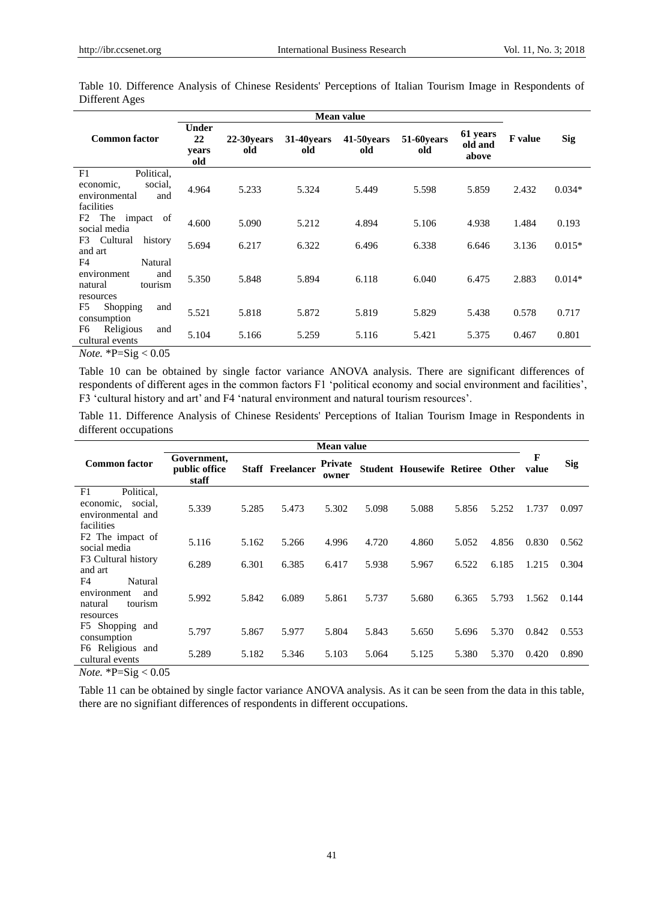Table 10. Difference Analysis of Chinese Residents' Perceptions of Italian Tourism Image in Respondents of Different Ages

| Common factor | Mean value | | | | | | F value | Sig |
|---|---|---|---|---|---|---|---|---|
| | Under 22 years old | 22-30years old | 31-40years old | 41-50years old | 51-60years old | 61 years old and above | | |
| F1 Political, economic, social, environmental and facilities | 4.964 | 5.233 | 5.324 | 5.449 | 5.598 | 5.859 | 2.432 | 0.034* |
| F2 The impact of social media | 4.600 | 5.090 | 5.212 | 4.894 | 5.106 | 4.938 | 1.484 | 0.193 |
| F3 Cultural history and art | 5.694 | 6.217 | 6.322 | 6.496 | 6.338 | 6.646 | 3.136 | 0.015* |
| F4 Natural environment and natural tourism resources | 5.350 | 5.848 | 5.894 | 6.118 | 6.040 | 6.475 | 2.883 | 0.014* |
| F5 Shopping and consumption | 5.521 | 5.818 | 5.872 | 5.819 | 5.829 | 5.438 | 0.578 | 0.717 |
| F6 Religious and cultural events | 5.104 | 5.166 | 5.259 | 5.116 | 5.421 | 5.375 | 0.467 | 0.801 |

*Note.* *P=Sig < 0.05

Table 10 can be obtained by single factor variance ANOVA analysis. There are significant differences of respondents of different ages in the common factors F1 'political economy and social environment and facilities', F3 'cultural history and art' and F4 'natural environment and natural tourism resources'.

Table 11. Difference Analysis of Chinese Residents' Perceptions of Italian Tourism Image in Respondents in different occupations

| Common factor | Mean value | | | | | | | | F value | Sig |
|---|---|---|---|---|---|---|---|---|---|---|
| | Government, public office staff | Staff | Freelancer | Private owner | Student | Housewife | Retiree | Other | | |
| F1 Political, economic, social, environmental and facilities | 5.339 | 5.285 | 5.473 | 5.302 | 5.098 | 5.088 | 5.856 | 5.252 | 1.737 | 0.097 |
| F2 The impact of social media | 5.116 | 5.162 | 5.266 | 4.996 | 4.720 | 4.860 | 5.052 | 4.856 | 0.830 | 0.562 |
| F3 Cultural history and art | 6.289 | 6.301 | 6.385 | 6.417 | 5.938 | 5.967 | 6.522 | 6.185 | 1.215 | 0.304 |
| F4 Natural environment and natural tourism resources | 5.992 | 5.842 | 6.089 | 5.861 | 5.737 | 5.680 | 6.365 | 5.793 | 1.562 | 0.144 |
| F5 Shopping and consumption | 5.797 | 5.867 | 5.977 | 5.804 | 5.843 | 5.650 | 5.696 | 5.370 | 0.842 | 0.553 |
| F6 Religious and cultural events | 5.289 | 5.182 | 5.346 | 5.103 | 5.064 | 5.125 | 5.380 | 5.370 | 0.420 | 0.890 |

*Note.* *P=Sig < 0.05

Table 11 can be obtained by single factor variance ANOVA analysis. As it can be seen from the data in this table, there are no signifiant differences of respondents in different occupations.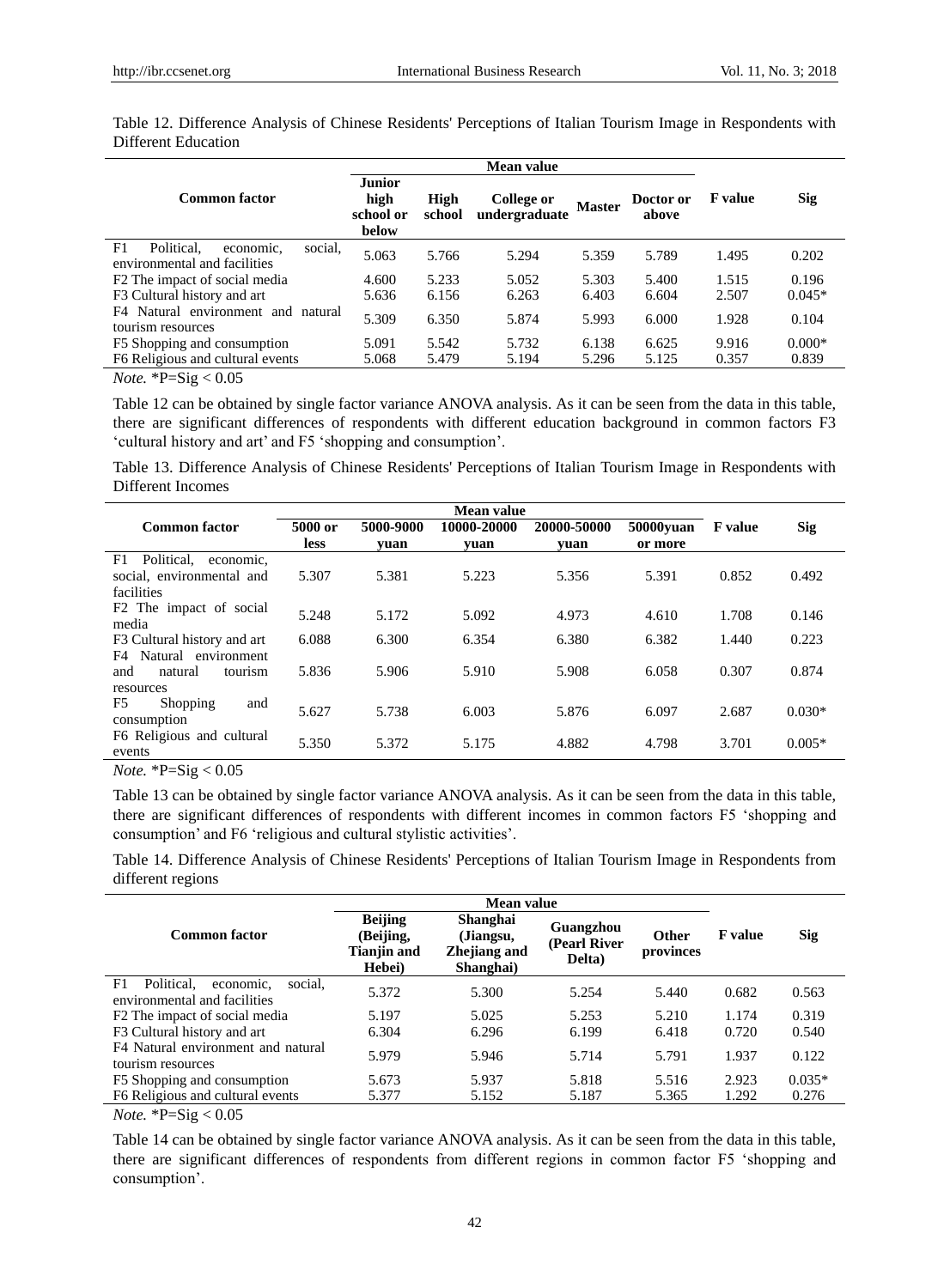Table 12. Difference Analysis of Chinese Residents' Perceptions of Italian Tourism Image in Respondents with Different Education

| Common factor | Mean value | | | | | F value | Sig |
|---|---|---|---|---|---|---|---|
| | Junior high school or below | High school | College or undergraduate | Master | Doctor or above | | |
| F1 Political, economic, social, environmental and facilities | 5.063 | 5.766 | 5.294 | 5.359 | 5.789 | 1.495 | 0.202 |
| F2 The impact of social media | 4.600 | 5.233 | 5.052 | 5.303 | 5.400 | 1.515 | 0.196 |
| F3 Cultural history and art | 5.636 | 6.156 | 6.263 | 6.403 | 6.604 | 2.507 | 0.045* |
| F4 Natural environment and natural tourism resources | 5.309 | 6.350 | 5.874 | 5.993 | 6.000 | 1.928 | 0.104 |
| F5 Shopping and consumption | 5.091 | 5.542 | 5.732 | 6.138 | 6.625 | 9.916 | 0.000* |
| F6 Religious and cultural events | 5.068 | 5.479 | 5.194 | 5.296 | 5.125 | 0.357 | 0.839 |

*Note.* *P=Sig < 0.05

Table 12 can be obtained by single factor variance ANOVA analysis. As it can be seen from the data in this table, there are significant differences of respondents with different education background in common factors F3 'cultural history and art' and F5 'shopping and consumption'.

Table 13. Difference Analysis of Chinese Residents' Perceptions of Italian Tourism Image in Respondents with Different Incomes

| Common factor | Mean value | | | | | F value | Sig |
|---|---|---|---|---|---|---|---|
| | 5000 or less | 5000-9000 yuan | 10000-20000 yuan | 20000-50000 yuan | 50000yuan or more | | |
| F1 Political, economic, social, environmental and facilities | 5.307 | 5.381 | 5.223 | 5.356 | 5.391 | 0.852 | 0.492 |
| F2 The impact of social media | 5.248 | 5.172 | 5.092 | 4.973 | 4.610 | 1.708 | 0.146 |
| F3 Cultural history and art | 6.088 | 6.300 | 6.354 | 6.380 | 6.382 | 1.440 | 0.223 |
| F4 Natural environment and natural tourism resources | 5.836 | 5.906 | 5.910 | 5.908 | 6.058 | 0.307 | 0.874 |
| F5 Shopping and consumption | 5.627 | 5.738 | 6.003 | 5.876 | 6.097 | 2.687 | 0.030* |
| F6 Religious and cultural events | 5.350 | 5.372 | 5.175 | 4.882 | 4.798 | 3.701 | 0.005* |

*Note.* *P=Sig < 0.05

Table 13 can be obtained by single factor variance ANOVA analysis. As it can be seen from the data in this table, there are significant differences of respondents with different incomes in common factors F5 'shopping and consumption' and F6 'religious and cultural stylistic activities'.

Table 14. Difference Analysis of Chinese Residents' Perceptions of Italian Tourism Image in Respondents from different regions

| Common factor | Mean value | | | | F value | Sig |
|---|---|---|---|---|---|---|
| | Beijing (Beijing, Tianjin and Hebei) | Shanghai (Jiangsu, Zhejiang and Shanghai) | Guangzhou (Pearl River Delta) | Other provinces | | |
| F1 Political, economic, social, environmental and facilities | 5.372 | 5.300 | 5.254 | 5.440 | 0.682 | 0.563 |
| F2 The impact of social media | 5.197 | 5.025 | 5.253 | 5.210 | 1.174 | 0.319 |
| F3 Cultural history and art | 6.304 | 6.296 | 6.199 | 6.418 | 0.720 | 0.540 |
| F4 Natural environment and natural tourism resources | 5.979 | 5.946 | 5.714 | 5.791 | 1.937 | 0.122 |
| F5 Shopping and consumption | 5.673 | 5.937 | 5.818 | 5.516 | 2.923 | 0.035* |
| F6 Religious and cultural events | 5.377 | 5.152 | 5.187 | 5.365 | 1.292 | 0.276 |

*Note.* *P=Sig < 0.05

Table 14 can be obtained by single factor variance ANOVA analysis. As it can be seen from the data in this table, there are significant differences of respondents from different regions in common factor F5 'shopping and consumption'.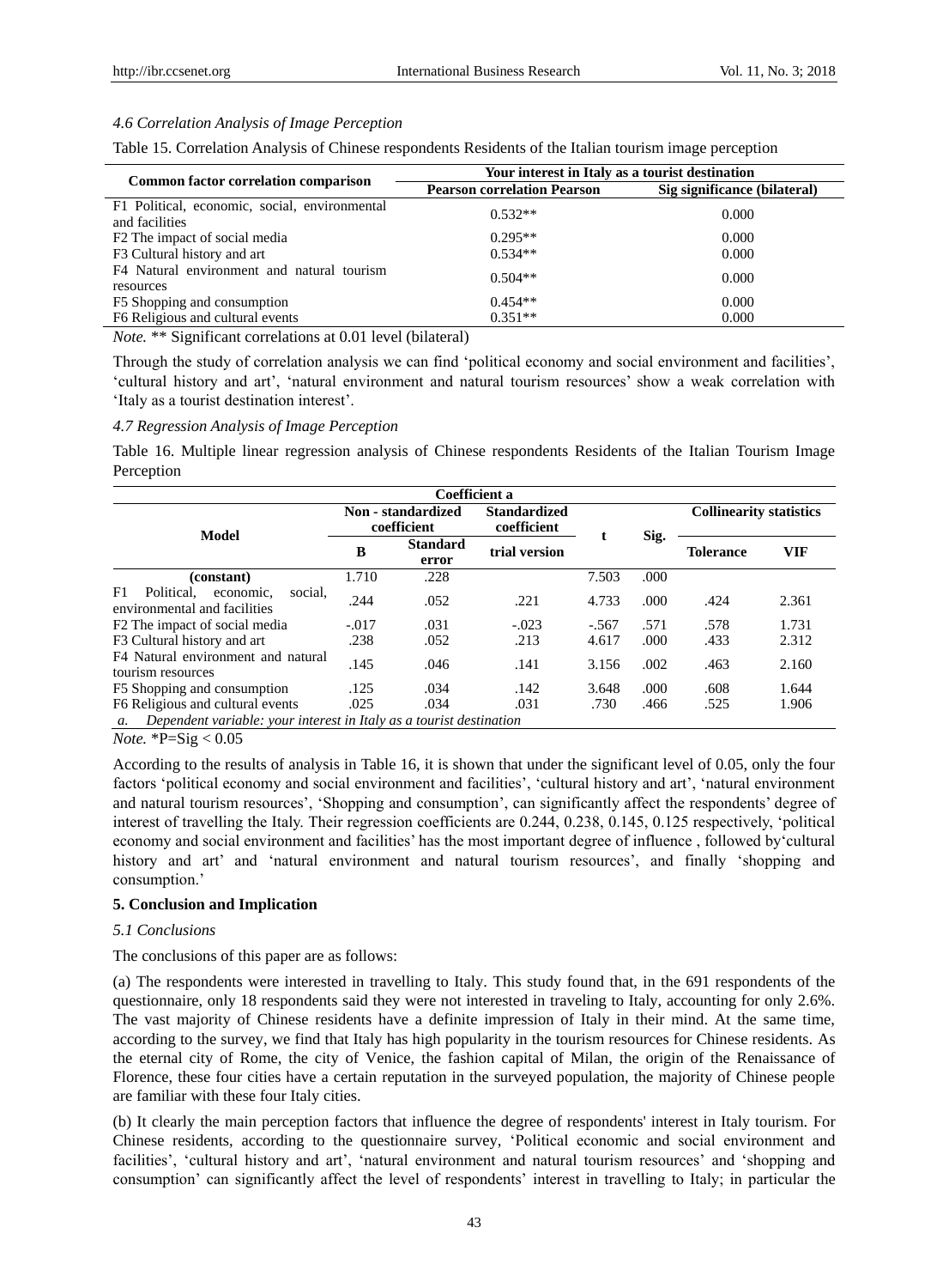*4.6 Correlation Analysis of Image Perception*

Table 15. Correlation Analysis of Chinese respondents Residents of the Italian tourism image perception

| Common factor correlation comparison | Your interest in Italy as a tourist destination | |
|---|---|---|
| | **Pearson correlation Pearson** | **Sig significance (bilateral)** |
| F1 Political, economic, social, environmental and facilities | 0.532** | 0.000 |
| F2 The impact of social media | 0.295** | 0.000 |
| F3 Cultural history and art | 0.534** | 0.000 |
| F4 Natural environment and natural tourism resources | 0.504** | 0.000 |
| F5 Shopping and consumption | 0.454** | 0.000 |
| F6 Religious and cultural events | 0.351** | 0.000 |

*Note.* ** Significant correlations at 0.01 level (bilateral)

Through the study of correlation analysis we can find 'political economy and social environment and facilities', 'cultural history and art', 'natural environment and natural tourism resources' show a weak correlation with 'Italy as a tourist destination interest'.

*4.7 Regression Analysis of Image Perception*

Table 16. Multiple linear regression analysis of Chinese respondents Residents of the Italian Tourism Image Perception

| Model | Non - standardized coefficient | | Standardized coefficient | t | Sig. | Collinearity statistics | |
|---|---|---|---|---|---|---|---|
| | **B** | **Standard error** | **trial version** | | | **Tolerance** | **VIF** |
| **(constant)** | 1.710 | .228 | | 7.503 | .000 | | |
| F1 Political, economic, social, environmental and facilities | .244 | .052 | .221 | 4.733 | .000 | .424 | 2.361 |
| F2 The impact of social media | -.017 | .031 | -.023 | -.567 | .571 | .578 | 1.731 |
| F3 Cultural history and art | .238 | .052 | .213 | 4.617 | .000 | .433 | 2.312 |
| F4 Natural environment and natural tourism resources | .145 | .046 | .141 | 3.156 | .002 | .463 | 2.160 |
| F5 Shopping and consumption | .125 | .034 | .142 | 3.648 | .000 | .608 | 1.644 |
| F6 Religious and cultural events | .025 | .034 | .031 | .730 | .466 | .525 | 1.906 |

Coefficient a

*a. Dependent variable: your interest in Italy as a tourist destination*

*Note.* *P=Sig < 0.05

According to the results of analysis in Table 16, it is shown that under the significant level of 0.05, only the four factors 'political economy and social environment and facilities', 'cultural history and art', 'natural environment and natural tourism resources', 'Shopping and consumption', can significantly affect the respondents' degree of interest of travelling the Italy. Their regression coefficients are 0.244, 0.238, 0.145, 0.125 respectively, 'political economy and social environment and facilities' has the most important degree of influence , followed by'cultural history and art' and 'natural environment and natural tourism resources', and finally 'shopping and consumption.'

## 5. Conclusion and Implication

*5.1 Conclusions*

The conclusions of this paper are as follows:

(a) The respondents were interested in travelling to Italy. This study found that, in the 691 respondents of the questionnaire, only 18 respondents said they were not interested in traveling to Italy, accounting for only 2.6%. The vast majority of Chinese residents have a definite impression of Italy in their mind. At the same time, according to the survey, we find that Italy has high popularity in the tourism resources for Chinese residents. As the eternal city of Rome, the city of Venice, the fashion capital of Milan, the origin of the Renaissance of Florence, these four cities have a certain reputation in the surveyed population, the majority of Chinese people are familiar with these four Italy cities.

(b) It clearly the main perception factors that influence the degree of respondents' interest in Italy tourism. For Chinese residents, according to the questionnaire survey, 'Political economic and social environment and facilities', 'cultural history and art', 'natural environment and natural tourism resources' and 'shopping and consumption' can significantly affect the level of respondents' interest in travelling to Italy; in particular the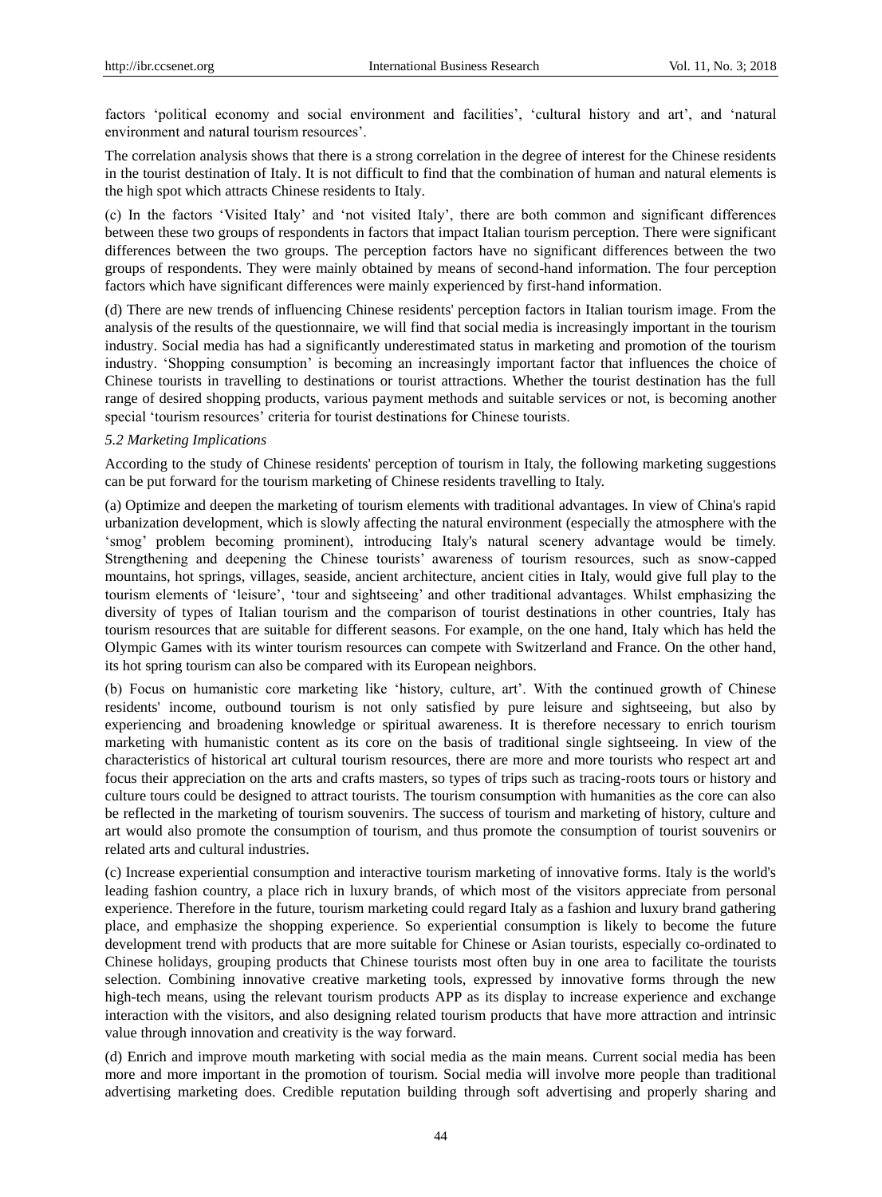factors 'political economy and social environment and facilities', 'cultural history and art', and 'natural environment and natural tourism resources'.

The correlation analysis shows that there is a strong correlation in the degree of interest for the Chinese residents in the tourist destination of Italy. It is not difficult to find that the combination of human and natural elements is the high spot which attracts Chinese residents to Italy.

(c) In the factors 'Visited Italy' and 'not visited Italy', there are both common and significant differences between these two groups of respondents in factors that impact Italian tourism perception. There were significant differences between the two groups. The perception factors have no significant differences between the two groups of respondents. They were mainly obtained by means of second-hand information. The four perception factors which have significant differences were mainly experienced by first-hand information.

(d) There are new trends of influencing Chinese residents' perception factors in Italian tourism image. From the analysis of the results of the questionnaire, we will find that social media is increasingly important in the tourism industry. Social media has had a significantly underestimated status in marketing and promotion of the tourism industry. 'Shopping consumption' is becoming an increasingly important factor that influences the choice of Chinese tourists in travelling to destinations or tourist attractions. Whether the tourist destination has the full range of desired shopping products, various payment methods and suitable services or not, is becoming another special 'tourism resources' criteria for tourist destinations for Chinese tourists.

### *5.2 Marketing Implications*

According to the study of Chinese residents' perception of tourism in Italy, the following marketing suggestions can be put forward for the tourism marketing of Chinese residents travelling to Italy.

(a) Optimize and deepen the marketing of tourism elements with traditional advantages. In view of China's rapid urbanization development, which is slowly affecting the natural environment (especially the atmosphere with the 'smog' problem becoming prominent), introducing Italy's natural scenery advantage would be timely. Strengthening and deepening the Chinese tourists' awareness of tourism resources, such as snow-capped mountains, hot springs, villages, seaside, ancient architecture, ancient cities in Italy, would give full play to the tourism elements of 'leisure', 'tour and sightseeing' and other traditional advantages. Whilst emphasizing the diversity of types of Italian tourism and the comparison of tourist destinations in other countries, Italy has tourism resources that are suitable for different seasons. For example, on the one hand, Italy which has held the Olympic Games with its winter tourism resources can compete with Switzerland and France. On the other hand, its hot spring tourism can also be compared with its European neighbors.

(b) Focus on humanistic core marketing like 'history, culture, art'. With the continued growth of Chinese residents' income, outbound tourism is not only satisfied by pure leisure and sightseeing, but also by experiencing and broadening knowledge or spiritual awareness. It is therefore necessary to enrich tourism marketing with humanistic content as its core on the basis of traditional single sightseeing. In view of the characteristics of historical art cultural tourism resources, there are more and more tourists who respect art and focus their appreciation on the arts and crafts masters, so types of trips such as tracing-roots tours or history and culture tours could be designed to attract tourists. The tourism consumption with humanities as the core can also be reflected in the marketing of tourism souvenirs. The success of tourism and marketing of history, culture and art would also promote the consumption of tourism, and thus promote the consumption of tourist souvenirs or related arts and cultural industries.

(c) Increase experiential consumption and interactive tourism marketing of innovative forms. Italy is the world's leading fashion country, a place rich in luxury brands, of which most of the visitors appreciate from personal experience. Therefore in the future, tourism marketing could regard Italy as a fashion and luxury brand gathering place, and emphasize the shopping experience. So experiential consumption is likely to become the future development trend with products that are more suitable for Chinese or Asian tourists, especially co-ordinated to Chinese holidays, grouping products that Chinese tourists most often buy in one area to facilitate the tourists selection. Combining innovative creative marketing tools, expressed by innovative forms through the new high-tech means, using the relevant tourism products APP as its display to increase experience and exchange interaction with the visitors, and also designing related tourism products that have more attraction and intrinsic value through innovation and creativity is the way forward.

(d) Enrich and improve mouth marketing with social media as the main means. Current social media has been more and more important in the promotion of tourism. Social media will involve more people than traditional advertising marketing does. Credible reputation building through soft advertising and properly sharing and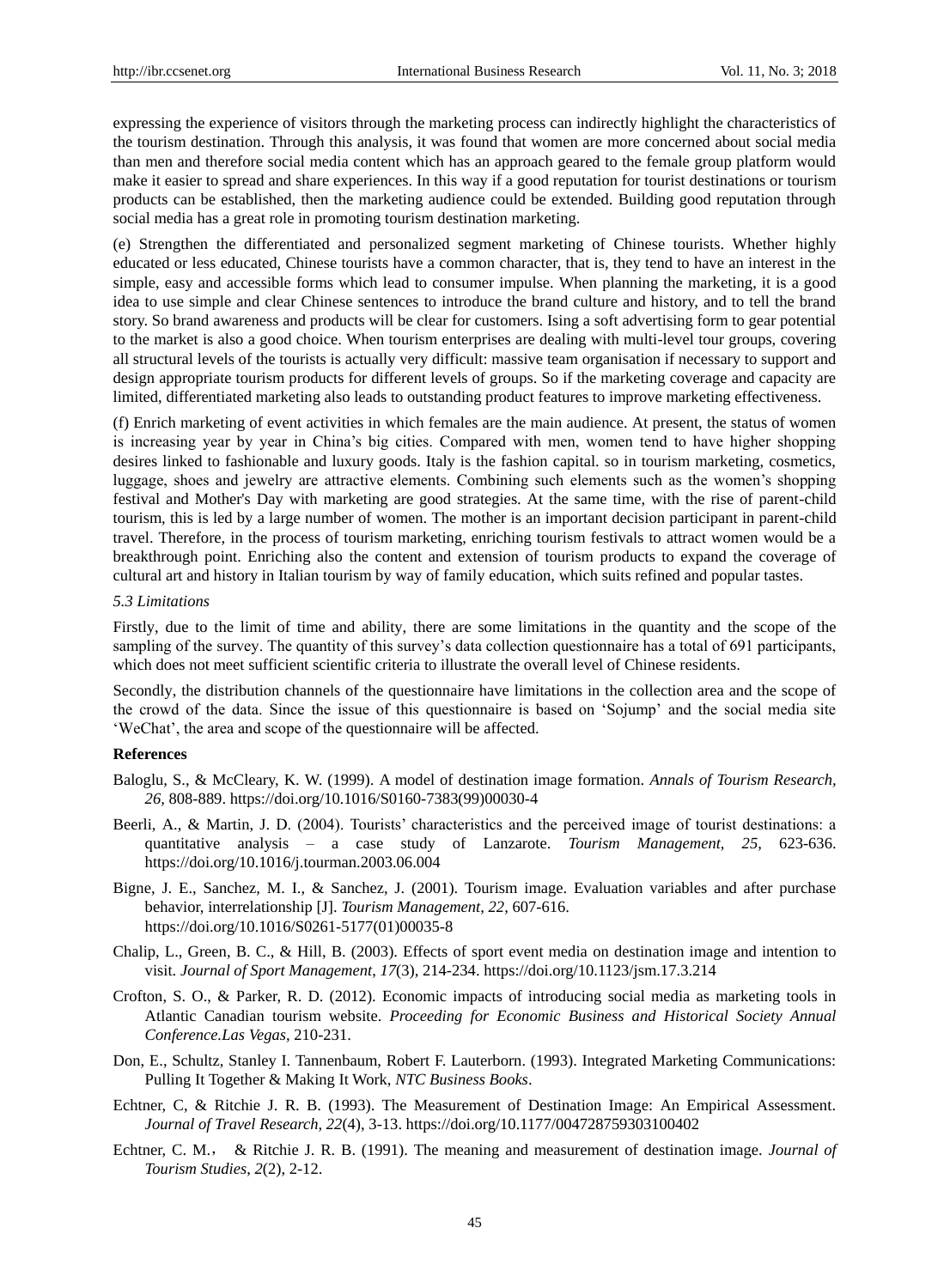expressing the experience of visitors through the marketing process can indirectly highlight the characteristics of the tourism destination. Through this analysis, it was found that women are more concerned about social media than men and therefore social media content which has an approach geared to the female group platform would make it easier to spread and share experiences. In this way if a good reputation for tourist destinations or tourism products can be established, then the marketing audience could be extended. Building good reputation through social media has a great role in promoting tourism destination marketing.

(e) Strengthen the differentiated and personalized segment marketing of Chinese tourists. Whether highly educated or less educated, Chinese tourists have a common character, that is, they tend to have an interest in the simple, easy and accessible forms which lead to consumer impulse. When planning the marketing, it is a good idea to use simple and clear Chinese sentences to introduce the brand culture and history, and to tell the brand story. So brand awareness and products will be clear for customers. Ising a soft advertising form to gear potential to the market is also a good choice. When tourism enterprises are dealing with multi-level tour groups, covering all structural levels of the tourists is actually very difficult: massive team organisation if necessary to support and design appropriate tourism products for different levels of groups. So if the marketing coverage and capacity are limited, differentiated marketing also leads to outstanding product features to improve marketing effectiveness.

(f) Enrich marketing of event activities in which females are the main audience. At present, the status of women is increasing year by year in China's big cities. Compared with men, women tend to have higher shopping desires linked to fashionable and luxury goods. Italy is the fashion capital. so in tourism marketing, cosmetics, luggage, shoes and jewelry are attractive elements. Combining such elements such as the women's shopping festival and Mother's Day with marketing are good strategies. At the same time, with the rise of parent-child tourism, this is led by a large number of women. The mother is an important decision participant in parent-child travel. Therefore, in the process of tourism marketing, enriching tourism festivals to attract women would be a breakthrough point. Enriching also the content and extension of tourism products to expand the coverage of cultural art and history in Italian tourism by way of family education, which suits refined and popular tastes.

### *5.3 Limitations*

Firstly, due to the limit of time and ability, there are some limitations in the quantity and the scope of the sampling of the survey. The quantity of this survey's data collection questionnaire has a total of 691 participants, which does not meet sufficient scientific criteria to illustrate the overall level of Chinese residents.

Secondly, the distribution channels of the questionnaire have limitations in the collection area and the scope of the crowd of the data. Since the issue of this questionnaire is based on 'Sojump' and the social media site 'WeChat', the area and scope of the questionnaire will be affected.

## References

Baloglu, S., & McCleary, K. W. (1999). A model of destination image formation. *Annals of Tourism Research, 26*, 808-889. https://doi.org/10.1016/S0160-7383(99)00030-4

Beerli, A., & Martin, J. D. (2004). Tourists' characteristics and the perceived image of tourist destinations: a quantitative analysis – a case study of Lanzarote. *Tourism Management, 25*, 623-636. https://doi.org/10.1016/j.tourman.2003.06.004

Bigne, J. E., Sanchez, M. I., & Sanchez, J. (2001). Tourism image. Evaluation variables and after purchase behavior, interrelationship [J]. *Tourism Management, 22*, 607-616. https://doi.org/10.1016/S0261-5177(01)00035-8

Chalip, L., Green, B. C., & Hill, B. (2003). Effects of sport event media on destination image and intention to visit. *Journal of Sport Management, 17*(3), 214-234. https://doi.org/10.1123/jsm.17.3.214

Crofton, S. O., & Parker, R. D. (2012). Economic impacts of introducing social media as marketing tools in Atlantic Canadian tourism website. *Proceeding for Economic Business and Historical Society Annual Conference.Las Vegas*, 210-231.

Don, E., Schultz, Stanley I. Tannenbaum, Robert F. Lauterborn. (1993). Integrated Marketing Communications: Pulling It Together & Making It Work, *NTC Business Books*.

Echtner, C, & Ritchie J. R. B. (1993). The Measurement of Destination Image: An Empirical Assessment. *Journal of Travel Research, 22*(4), 3-13. https://doi.org/10.1177/004728759303100402

Echtner, C. M.， & Ritchie J. R. B. (1991). The meaning and measurement of destination image. *Journal of Tourism Studies, 2*(2), 2-12.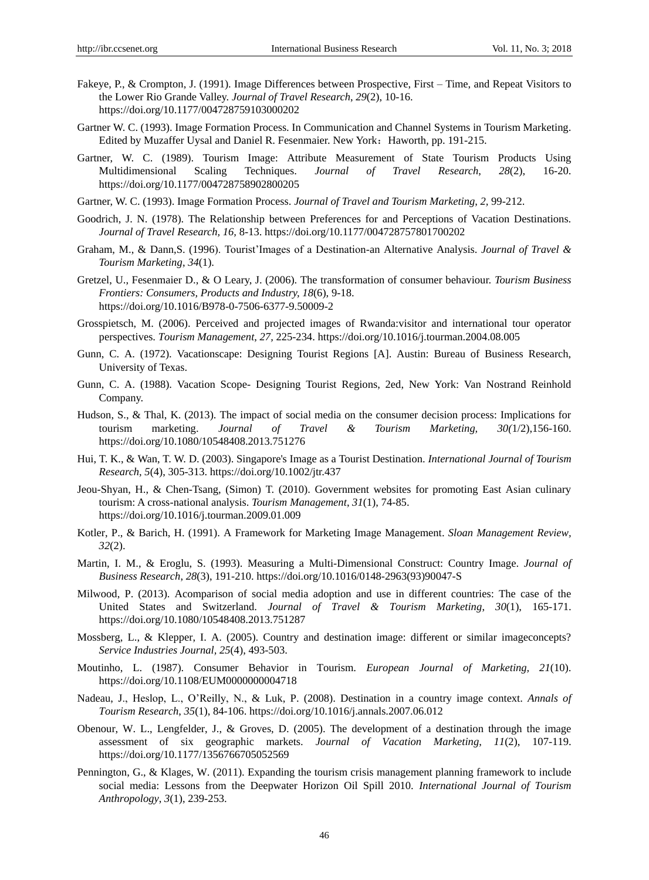Fakeye, P., & Crompton, J. (1991). Image Differences between Prospective, First – Time, and Repeat Visitors to the Lower Rio Grande Valley. *Journal of Travel Research*, *29*(2), 10-16. https://doi.org/10.1177/004728759103000202

Gartner W. C. (1993). Image Formation Process. In Communication and Channel Systems in Tourism Marketing. Edited by Muzaffer Uysal and Daniel R. Fesenmaier. New York：Haworth, pp. 191-215.

Gartner, W. C. (1989). Tourism Image: Attribute Measurement of State Tourism Products Using Multidimensional Scaling Techniques. *Journal of Travel Research*, *28*(2), 16-20. https://doi.org/10.1177/004728758902800205

Gartner, W. C. (1993). Image Formation Process. *Journal of Travel and Tourism Marketing, 2,* 99-212.

Goodrich, J. N. (1978). The Relationship between Preferences for and Perceptions of Vacation Destinations. *Journal of Travel Research, 16,* 8-13. https://doi.org/10.1177/004728757801700202

Graham, M., & Dann,S. (1996). Tourist'Images of a Destination-an Alternative Analysis. *Journal of Travel & Tourism Marketing*, *34*(1).

Gretzel, U., Fesenmaier D., & O Leary, J. (2006). The transformation of consumer behaviour. *Tourism Business Frontiers: Consumers, Products and Industry, 18*(6), 9-18. https://doi.org/10.1016/B978-0-7506-6377-9.50009-2

Grosspietsch, M. (2006). Perceived and projected images of Rwanda:visitor and international tour operator perspectives. *Tourism Management, 27,* 225-234. https://doi.org/10.1016/j.tourman.2004.08.005

Gunn, C. A. (1972). Vacationscape: Designing Tourist Regions [A]. Austin: Bureau of Business Research, University of Texas.

Gunn, C. A. (1988). Vacation Scope- Designing Tourist Regions, 2ed, New York: Van Nostrand Reinhold Company.

Hudson, S., & Thal, K. (2013). The impact of social media on the consumer decision process: Implications for tourism marketing. *Journal of Travel & Tourism Marketing, 30(*1/2),156-160. https://doi.org/10.1080/10548408.2013.751276

Hui, T. K., & Wan, T. W. D. (2003). Singapore's Image as a Tourist Destination. *International Journal of Tourism Research, 5*(4), 305-313. https://doi.org/10.1002/jtr.437

Jeou-Shyan, H., & Chen-Tsang, (Simon) T. (2010). Government websites for promoting East Asian culinary tourism: A cross-national analysis. *Tourism Management*, *31*(1), 74-85. https://doi.org/10.1016/j.tourman.2009.01.009

Kotler, P., & Barich, H. (1991). A Framework for Marketing Image Management. *Sloan Management Review, 32*(2).

Martin, I. M., & Eroglu, S. (1993). Measuring a Multi-Dimensional Construct: Country Image. *Journal of Business Research*, *28*(3), 191-210. https://doi.org/10.1016/0148-2963(93)90047-S

Milwood, P. (2013). Acomparison of social media adoption and use in different countries: The case of the United States and Switzerland. *Journal of Travel & Tourism Marketing, 30*(1), 165-171. https://doi.org/10.1080/10548408.2013.751287

Mossberg, L., & Klepper, I. A. (2005). Country and destination image: different or similar imageconcepts? *Service Industries Journal, 25*(4), 493-503.

Moutinho, L. (1987). Consumer Behavior in Tourism. *European Journal of Marketing, 21*(10). https://doi.org/10.1108/EUM0000000004718

Nadeau, J., Heslop, L., O'Reilly, N., & Luk, P. (2008). Destination in a country image context. *Annals of Tourism Research*, *35*(1), 84-106. https://doi.org/10.1016/j.annals.2007.06.012

Obenour, W. L., Lengfelder, J., & Groves, D. (2005). The development of a destination through the image assessment of six geographic markets. *Journal of Vacation Marketing, 11*(2), 107-119. https://doi.org/10.1177/1356766705052569

Pennington, G., & Klages, W. (2011). Expanding the tourism crisis management planning framework to include social media: Lessons from the Deepwater Horizon Oil Spill 2010. *International Journal of Tourism Anthropology, 3*(1), 239-253.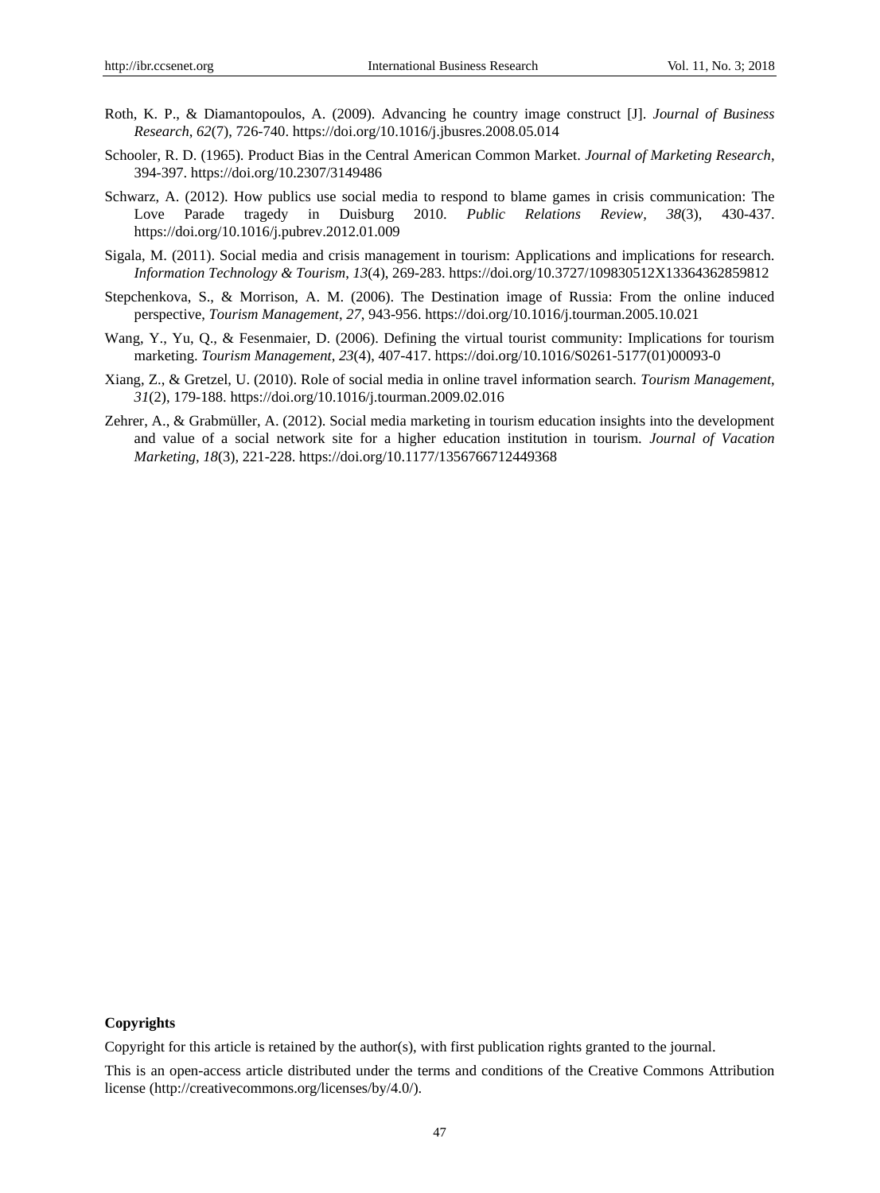Roth, K. P., & Diamantopoulos, A. (2009). Advancing he country image construct [J]. *Journal of Business Research*, *62*(7), 726-740. https://doi.org/10.1016/j.jbusres.2008.05.014

Schooler, R. D. (1965). Product Bias in the Central American Common Market. *Journal of Marketing Research*, 394-397. https://doi.org/10.2307/3149486

Schwarz, A. (2012). How publics use social media to respond to blame games in crisis communication: The Love Parade tragedy in Duisburg 2010. *Public Relations Review*, *38*(3), 430-437. https://doi.org/10.1016/j.pubrev.2012.01.009

Sigala, M. (2011). Social media and crisis management in tourism: Applications and implications for research. *Information Technology & Tourism*, *13*(4), 269-283. https://doi.org/10.3727/109830512X13364362859812

Stepchenkova, S., & Morrison, A. M. (2006). The Destination image of Russia: From the online induced perspective, *Tourism Management*, *27*, 943-956. https://doi.org/10.1016/j.tourman.2005.10.021

Wang, Y., Yu, Q., & Fesenmaier, D. (2006). Defining the virtual tourist community: Implications for tourism marketing. *Tourism Management*, *23*(4), 407-417. https://doi.org/10.1016/S0261-5177(01)00093-0

Xiang, Z., & Gretzel, U. (2010). Role of social media in online travel information search. *Tourism Management*, *31*(2), 179-188. https://doi.org/10.1016/j.tourman.2009.02.016

Zehrer, A., & Grabmüller, A. (2012). Social media marketing in tourism education insights into the development and value of a social network site for a higher education institution in tourism. *Journal of Vacation Marketing*, *18*(3), 221-228. https://doi.org/10.1177/1356766712449368

**Copyrights**

Copyright for this article is retained by the author(s), with first publication rights granted to the journal.

This is an open-access article distributed under the terms and conditions of the Creative Commons Attribution license (http://creativecommons.org/licenses/by/4.0/).